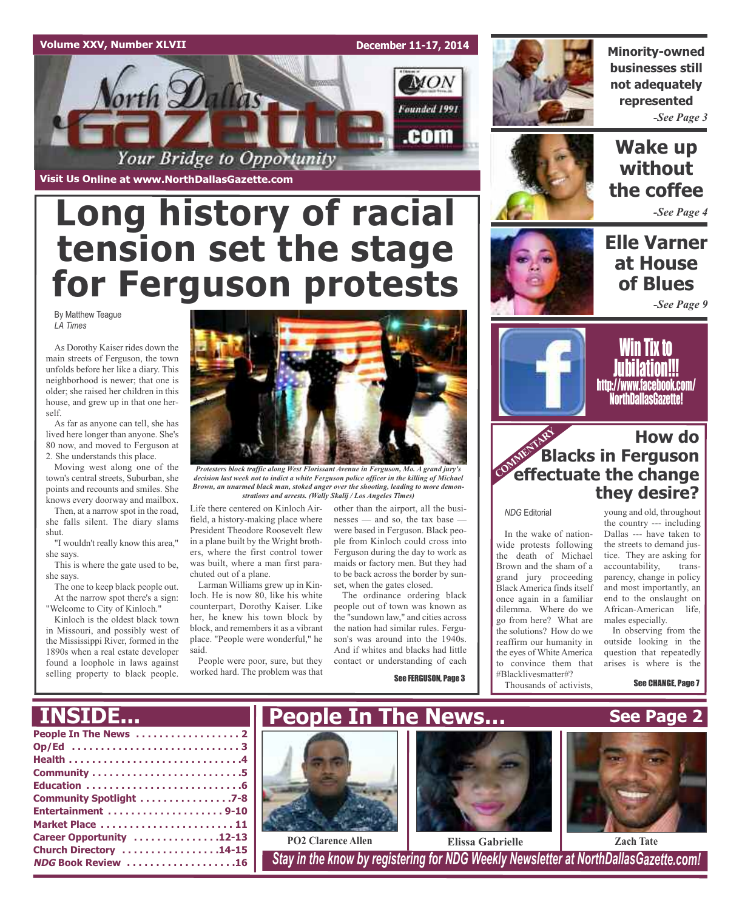Volume XXV, Number XLVII

December 11-17, 2014

# North Dallas Gazette

Your Bridge to Opportunity

Founded 1991

Visit Us Online at www.NorthDallasGazette.com

# Long history of racial tension set the stage for Ferguson protests

By Matthew Teague
*LA Times*

As Dorothy Kaiser rides down the main streets of Ferguson, the town unfolds before her like a diary. This neighborhood is newer; that one is older; she raised her children in this house, and grew up in that one herself.

As far as anyone can tell, she has lived here longer than anyone. She's 80 now, and moved to Ferguson at 2. She understands this place.

Moving west along one of the town's central streets, Suburban, she points and recounts and smiles. She knows every doorway and mailbox.

Then, at a narrow spot in the road, she falls silent. The diary slams shut.

"I wouldn't really know this area," she says.

This is where the gate used to be, she says.

The one to keep black people out.

At the narrow spot there's a sign: "Welcome to City of Kinloch."

Kinloch is the oldest black town in Missouri, and possibly west of the Mississippi River, formed in the 1890s when a real estate developer found a loophole in laws against selling property to black people.

*Protesters block traffic along West Florissant Avenue in Ferguson, Mo. A grand jury's decision last week not to indict a white Ferguson police officer in the killing of Michael Brown, an unarmed black man, stoked anger over the shooting, leading to more demonstrations and arrests. (Wally Skalij / Los Angeles Times)*

Life there centered on Kinloch Airfield, a history-making place where President Theodore Roosevelt flew in a plane built by the Wright brothers, where the first control tower was built, where a man first parachuted out of a plane.

Larman Williams grew up in Kinloch. He is now 80, like his white counterpart, Dorothy Kaiser. Like her, he knew his town block by block, and remembers it as a vibrant place. "People were wonderful," he said.

People were poor, sure, but they worked hard. The problem was that other than the airport, all the businesses — and so, the tax base — were based in Ferguson. Black people from Kinloch could cross into Ferguson during the day to work as maids or factory men. But they had to be back across the border by sunset, when the gates closed.

The ordinance ordering black people out of town was known as the "sundown law," and cities across the nation had similar rules. Ferguson's was around into the 1940s. And if whites and blacks had little contact or understanding of each

See FERGUSON, Page 3

## Minority-owned businesses still not adequately represented

*-See Page 3*

## Wake up without the coffee

*-See Page 4*

## Elle Varner at House of Blues

*-See Page 9*

## Win Tix to Jubilation!!!

http://www.facebook.com/NorthDallasGazette!

COMMENTARY

## How do Blacks in Ferguson effectuate the change they desire?

*NDG* Editorial

In the wake of nationwide protests following the death of Michael Brown and the sham of a grand jury proceeding Black America finds itself once again in a familiar dilemma. Where do we go from here? What are the solutions? How do we reaffirm our humanity in the eyes of White America to convince them that #Blacklivesmatter#?

Thousands of activists, young and old, throughout the country --- including Dallas --- have taken to the streets to demand justice. They are asking for accountability, transparency, change in policy and most importantly, an end to the onslaught on African-American life, males especially.

In observing from the outside looking in the question that repeatedly arises is where is the

See CHANGE, Page 7

## INSIDE...

- People In The News .................. 2
- Op/Ed .................................. 3
- Health .................................. 4
- Community .............................. 5
- Education ............................... 6
- Community Spotlight ................ 7-8
- Entertainment ...................... 9-10
- Market Place ........................... 11
- Career Opportunity ............... 12-13
- Church Directory .................. 14-15
- *NDG* Book Review .................. 16

## People In The News...

See Page 2

PO2 Clarence Allen

Elissa Gabrielle

Zach Tate

*Stay in the know by registering for NDG Weekly Newsletter at NorthDallasGazette.com!*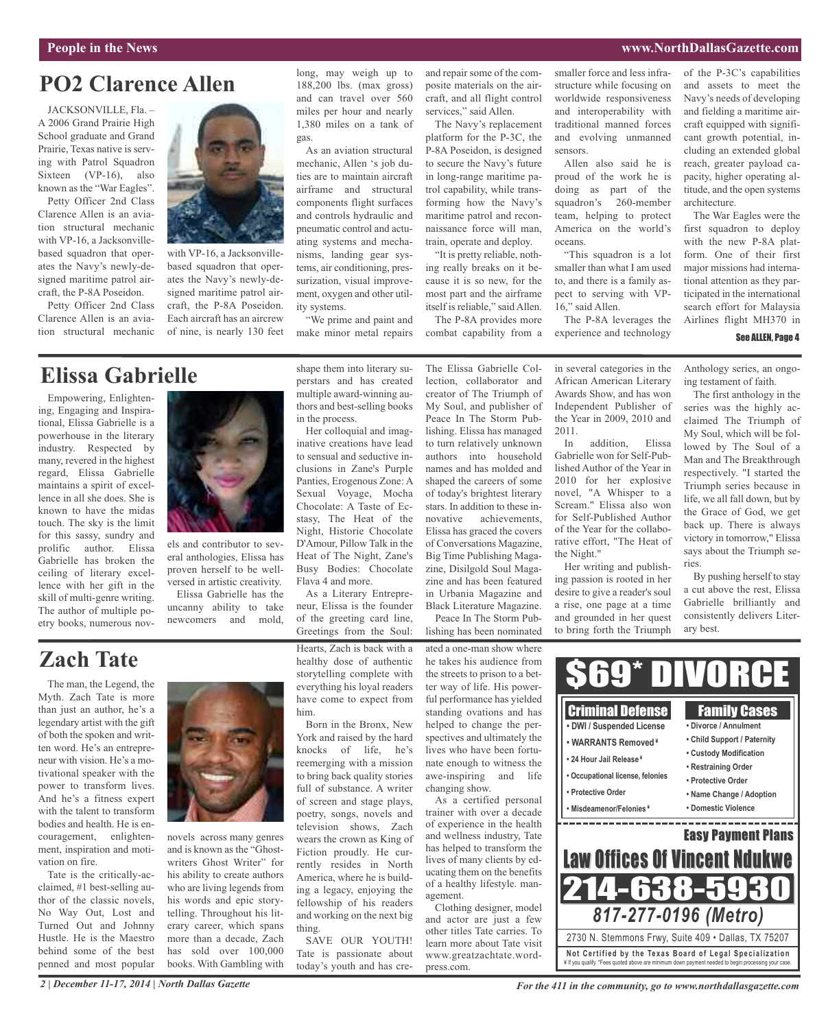## PO2 Clarence Allen

JACKSONVILLE, Fla. – A 2006 Grand Prairie High School graduate and Grand Prairie, Texas native is serving with Patrol Squadron Sixteen (VP-16), also known as the "War Eagles".

Petty Officer 2nd Class Clarence Allen is an aviation structural mechanic with VP-16, a Jacksonville-based squadron that operates the Navy's newly-designed maritime patrol aircraft, the P-8A Poseidon.

Petty Officer 2nd Class Clarence Allen is an aviation structural mechanic with VP-16, a Jacksonville-based squadron that operates the Navy's newly-designed maritime patrol aircraft, the P-8A Poseidon. Each aircraft has an aircrew of nine, is nearly 130 feet long, may weigh up to 188,200 lbs. (max gross) and can travel over 560 miles per hour and nearly 1,380 miles on a tank of gas.

As an aviation structural mechanic, Allen 's job duties are to maintain aircraft airframe and structural components flight surfaces and controls hydraulic and pneumatic control and actuating systems and mechanisms, landing gear systems, air conditioning, pressurization, visual improvement, oxygen and other utility systems.

"We prime and paint and make minor metal repairs and repair some of the composite materials on the aircraft, and all flight control services," said Allen.

The Navy's replacement platform for the P-3C, the P-8A Poseidon, is designed to secure the Navy's future in long-range maritime patrol capability, while transforming how the Navy's maritime patrol and reconnaissance force will man, train, operate and deploy.

"It is pretty reliable, nothing really breaks on it because it is so new, for the most part and the airframe itself is reliable," said Allen.

The P-8A provides more combat capability from a smaller force and less infrastructure while focusing on worldwide responsiveness and interoperability with traditional manned forces and evolving unmanned sensors.

Allen also said he is proud of the work he is doing as part of the squadron's 260-member team, helping to protect America on the world's oceans.

"This squadron is a lot smaller than what I am used to, and there is a family aspect to serving with VP-16," said Allen.

The P-8A leverages the experience and technology of the P-3C's capabilities and assets to meet the Navy's needs of developing and fielding a maritime aircraft equipped with significant growth potential, including an extended global reach, greater payload capacity, higher operating altitude, and the open systems architecture.

The War Eagles were the first squadron to deploy with the new P-8A platform. One of their first major missions had international attention as they participated in the international search effort for Malaysia Airlines flight MH370 in

**See ALLEN, Page 4**

## Elissa Gabrielle

Empowering, Enlightening, Engaging and Inspirational, Elissa Gabrielle is a powerhouse in the literary industry. Respected by many, revered in the highest regard, Elissa Gabrielle maintains a spirit of excellence in all she does. She is known to have the midas touch. The sky is the limit for this sassy, sundry and prolific author. Elissa Gabrielle has broken the ceiling of literary excellence with her gift in the skill of multi-genre writing. The author of multiple poetry books, numerous novels and contributor to several anthologies, Elissa has proven herself to be well-versed in artistic creativity.

Elissa Gabrielle has the uncanny ability to take newcomers and mold, shape them into literary superstars and has created multiple award-winning authors and best-selling books in the process.

Her colloquial and imaginative creations have lead to sensual and seductive inclusions in Zane's Purple Panties, Erogenous Zone: A Sexual Voyage, Mocha Chocolate: A Taste of Ecstasy, The Heat of the Night, Historie Chocolate D'Amour, Pillow Talk in the Heat of The Night, Zane's Busy Bodies: Chocolate Flava 4 and more.

As a Literary Entrepreneur, Elissa is the founder of the greeting card line, Greetings from the Soul: The Elissa Gabrielle Collection, collaborator and creator of The Triumph of My Soul, and publisher of Peace In The Storm Publishing. Elissa has managed to turn relatively unknown authors into household names and has molded and shaped the careers of some of today's brightest literary stars. In addition to these innovative achievements, Elissa has graced the covers of Conversations Magazine, Big Time Publishing Magazine, Disilgold Soul Magazine and has been featured in Urbania Magazine and Black Literature Magazine.

Peace In The Storm Publishing has been nominated in several categories in the African American Literary Awards Show, and has won Independent Publisher of the Year in 2009, 2010 and 2011.

In addition, Elissa Gabrielle won for Self-Published Author of the Year in 2010 for her explosive novel, "A Whisper to a Scream." Elissa also won for Self-Published Author of the Year for the collaborative effort, "The Heat of the Night."

Her writing and publishing passion is rooted in her desire to give a reader's soul a rise, one page at a time and grounded in her quest to bring forth the Triumph Anthology series, an ongoing testament of faith.

The first anthology in the series was the highly acclaimed The Triumph of My Soul, which will be followed by The Soul of a Man and The Breakthrough respectively. "I started the Triumph series because in life, we all fall down, but by the Grace of God, we get back up. There is always victory in tomorrow," Elissa says about the Triumph series.

By pushing herself to stay a cut above the rest, Elissa Gabrielle brilliantly and consistently delivers Literary best.

## Zach Tate

The man, the Legend, the Myth. Zach Tate is more than just an author, he's a legendary artist with the gift of both the spoken and written word. He's an entrepreneur with vision. He's a motivational speaker with the power to transform lives. And he's a fitness expert with the talent to transform bodies and health. He is encouragement, enlightenment, inspiration and motivation on fire.

Tate is the critically-acclaimed, #1 best-selling author of the classic novels, No Way Out, Lost and Turned Out and Johnny Hustle. He is the Maestro behind some of the best penned and most popular novels across many genres and is known as the "Ghostwriters Ghost Writer" for his ability to create authors who are living legends from his words and epic storytelling. Throughout his literary career, which spans more than a decade, Zach has sold over 100,000 books. With Gambling with Hearts, Zach is back with a healthy dose of authentic storytelling complete with everything his loyal readers have come to expect from him.

Born in the Bronx, New York and raised by the hard knocks of life, he's reemerging with a mission to bring back quality stories full of substance. A writer of screen and stage plays, poetry, songs, novels and television shows, Zach wears the crown as King of Fiction proudly. He currently resides in North America, where he is building a legacy, enjoying the fellowship of his readers and working on the next big thing.

SAVE OUR YOUTH! Tate is passionate about today's youth and has created a one-man show where he takes his audience from the streets to prison to a better way of life. His powerful performance has yielded standing ovations and has helped to change the perspectives and ultimately the lives who have been fortunate enough to witness the awe-inspiring and life changing show.

As a certified personal trainer with over a decade of experience in the health and wellness industry, Tate has helped to transform the lives of many clients by educating them on the benefits of a healthy lifestyle. management.

Clothing designer, model and actor are just a few other titles Tate carries. To learn more about Tate visit www.greatzachtate.wordpress.com.

---

# $69* DIVORCE

**Criminal Defense**
- DWI / Suspended License
- WARRANTS Removed ¥
- 24 Hour Jail Release ¥
- Occupational license, felonies
- Protective Order
- Misdeamenor/Felonies ¥

**Family Cases**
- Divorce / Annulment
- Child Support / Paternity
- Custody Modification
- Restraining Order
- Protective Order
- Name Change / Adoption
- Domestic Violence

**Easy Payment Plans**

**Law Offices Of Vincent Ndukwe**

**214-638-5930**

***817-277-0196 (Metro)***

2730 N. Stemmons Frwy, Suite 409 • Dallas, TX 75207

**Not Certified by the Texas Board of Legal Specialization**

¥ If you qualify. *Fees quoted above are minimum down payment needed to begin processing your case.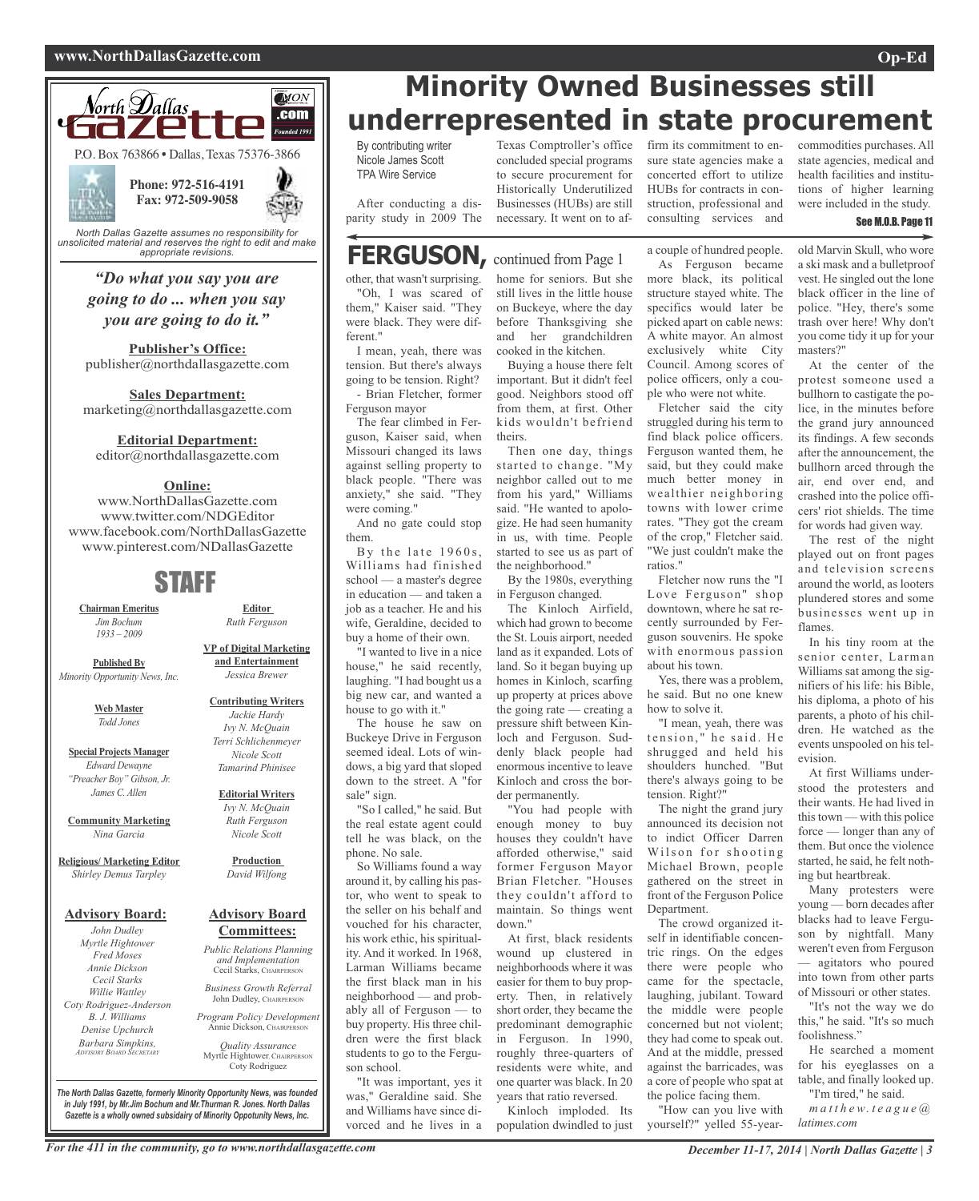North Dallas Gazette

P.O. Box 763866 • Dallas, Texas 75376-3866

Phone: 972-516-4191
Fax: 972-509-9058

*North Dallas Gazette assumes no responsibility for unsolicited material and reserves the right to edit and make appropriate revisions.*

*"Do what you say you are going to do ... when you say you are going to do it."*

**Publisher's Office:**
publisher@northdallasgazette.com

**Sales Department:**
marketing@northdallasgazette.com

**Editorial Department:**
editor@northdallasgazette.com

**Online:**
www.NorthDallasGazette.com
www.twitter.com/NDGEditor
www.facebook.com/NorthDallasGazette
www.pinterest.com/NDallasGazette

## STAFF

**Chairman Emeritus**
*Jim Bochum 1933 – 2009*

**Published By**
*Minority Opportunity News, Inc.*

**Web Master**
*Todd Jones*

**Special Projects Manager**
*Edward Dewayne "Preacher Boy" Gibson, Jr.*
*James C. Allen*

**Community Marketing**
*Nina Garcia*

**Religious/ Marketing Editor**
*Shirley Demus Tarpley*

**Editor**
*Ruth Ferguson*

**VP of Digital Marketing and Entertainment**
*Jessica Brewer*

**Contributing Writers**
*Jackie Hardy*
*Ivy N. McQuain*
*Terri Schlichenmeyer*
*Nicole Scott*
*Tamarind Phinisee*

**Editorial Writers**
*Ivy N. McQuain*
*Ruth Ferguson*
*Nicole Scott*

**Production**
*David Wilfong*

**Advisory Board:**
*John Dudley*
*Myrtle Hightower*
*Fred Moses*
*Annie Dickson*
*Cecil Starks*
*Willie Wattley*
*Coty Rodriguez-Anderson*
*B. J. Williams*
*Denise Upchurch*
*Barbara Simpkins, Advisory Board Secretary*

**Advisory Board Committees:**
*Public Relations Planning and Implementation* Cecil Starks, Chairperson
*Business Growth Referral* John Dudley, Chairperson
*Program Policy Development* Annie Dickson, Chairperson
*Quality Assurance* Myrtle Hightower, Chairperson; Coty Rodriguez

*The North Dallas Gazette, formerly Minority Opportunity News, was founded in July 1991, by Mr.Jim Bochum and Mr.Thurman R. Jones. North Dallas Gazette is a wholly owned subsidairy of Minority Oppotunity News, Inc.*

# Minority Owned Businesses still underrepresented in state procurement

By contributing writer Nicole James Scott
TPA Wire Service

After conducting a disparity study in 2009 The Texas Comptroller's office concluded special programs to secure procurement for Historically Underutilized Businesses (HUBs) are still necessary. It went on to affirm its commitment to ensure state agencies make a concerted effort to utilize HUBs for contracts in construction, professional and consulting services and commodities purchases. All state agencies, medical and health facilities and institutions of higher learning were included in the study.

**See M.O.B. Page 11**

## FERGUSON, continued from Page 1

other, that wasn't surprising. "Oh, I was scared of them," Kaiser said. "They were black. They were different."

I mean, yeah, there was tension. But there's always going to be tension. Right?
- Brian Fletcher, former Ferguson mayor

The fear climbed in Ferguson, Kaiser said, when Missouri changed its laws against selling property to black people. "There was anxiety," she said. "They were coming."

And no gate could stop them.

By the late 1960s, Williams had finished school — a master's degree in education — and taken a job as a teacher. He and his wife, Geraldine, decided to buy a home of their own.

"I wanted to live in a nice house," he said recently, laughing. "I had bought us a big new car, and wanted a house to go with it."

The house he saw on Buckeye Drive in Ferguson seemed ideal. Lots of windows, a big yard that sloped down to the street. A "for sale" sign.

"So I called," he said. But the real estate agent could tell he was black, on the phone. No sale.

So Williams found a way around it, by calling his pastor, who went to speak to the seller on his behalf and vouched for his character, his work ethic, his spirituality. And it worked. In 1968, Larman Williams became the first black man in his neighborhood — and probably all of Ferguson — to buy property. His three children were the first black students to go to the Ferguson school.

"It was important, yes it was," Geraldine said. She and Williams have since divorced and he lives in a home for seniors. But she still lives in the little house on Buckeye, where the day before Thanksgiving she and her grandchildren cooked in the kitchen.

Buying a house there felt important. But it didn't feel good. Neighbors stood off from them, at first. Other kids wouldn't befriend theirs.

Then one day, things started to change. "My neighbor called out to me from his yard," Williams said. "He wanted to apologize. He had seen humanity in us, with time. People started to see us as part of the neighborhood."

By the 1980s, everything in Ferguson changed.

The Kinloch Airfield, which had grown to become the St. Louis airport, needed land as it expanded. Lots of land. So it began buying up homes in Kinloch, scarfing up property at prices above the going rate — creating a pressure shift between Kinloch and Ferguson. Suddenly black people had enormous incentive to leave Kinloch and cross the border permanently.

"You had people with enough money to buy houses they couldn't have afforded otherwise," said former Ferguson Mayor Brian Fletcher. "Houses they couldn't afford to maintain. So things went down."

At first, black residents wound up clustered in neighborhoods where it was easier for them to buy property. Then, in relatively short order, they became the predominant demographic in Ferguson. In 1990, roughly three-quarters of residents were white, and one quarter was black. In 20 years that ratio reversed.

Kinloch imploded. Its population dwindled to just a couple of hundred people.

As Ferguson became more black, its political structure stayed white. The specifics would later be picked apart on cable news: A white mayor. An almost exclusively white City Council. Among scores of police officers, only a couple who were not white.

Fletcher said the city struggled during his term to find black police officers. Ferguson wanted them, he said, but they could make much better money in wealthier neighboring towns with lower crime rates. "They got the cream of the crop," Fletcher said. "We just couldn't make the ratios."

Fletcher now runs the "I Love Ferguson" shop downtown, where he sat recently surrounded by Ferguson souvenirs. He spoke with enormous passion about his town.

Yes, there was a problem, he said. But no one knew how to solve it.

"I mean, yeah, there was tension," he said. He shrugged and held his shoulders hunched. "But there's always going to be tension. Right?"

The night the grand jury announced its decision not to indict Officer Darren Wilson for shooting Michael Brown, people gathered on the street in front of the Ferguson Police Department.

The crowd organized itself in identifiable concentric rings. On the edges there were people who came for the spectacle, laughing, jubilant. Toward the middle were people concerned but not violent; they had come to speak out. And at the middle, pressed against the barricades, was a core of people who spat at the police facing them.

"How can you live with yourself?" yelled 55-year-old Marvin Skull, who wore a ski mask and a bulletproof vest. He singled out the lone black officer in the line of police. "Hey, there's some trash over here! Why don't you come tidy it up for your masters?"

At the center of the protest someone used a bullhorn to castigate the police, in the minutes before the grand jury announced its findings. A few seconds after the announcement, the bullhorn arced through the air, end over end, and crashed into the police officers' riot shields. The time for words had given way.

The rest of the night played out on front pages and television screens around the world, as looters plundered stores and some businesses went up in flames.

In his tiny room at the senior center, Larman Williams sat among the signifiers of his life: his Bible, his diploma, a photo of his parents, a photo of his children. He watched as the events unspooled on his television.

At first Williams understood the protesters and their wants. He had lived in this town — with this police force — longer than any of them. But once the violence started, he said, he felt nothing but heartbreak.

Many protesters were young — born decades after blacks had to leave Ferguson by nightfall. Many weren't even from Ferguson — agitators who poured into town from other parts of Missouri or other states.

"It's not the way we do this," he said. "It's so much foolishness."

He searched a moment for his eyeglasses on a table, and finally looked up.

"I'm tired," he said.

*matthew.teague@latimes.com*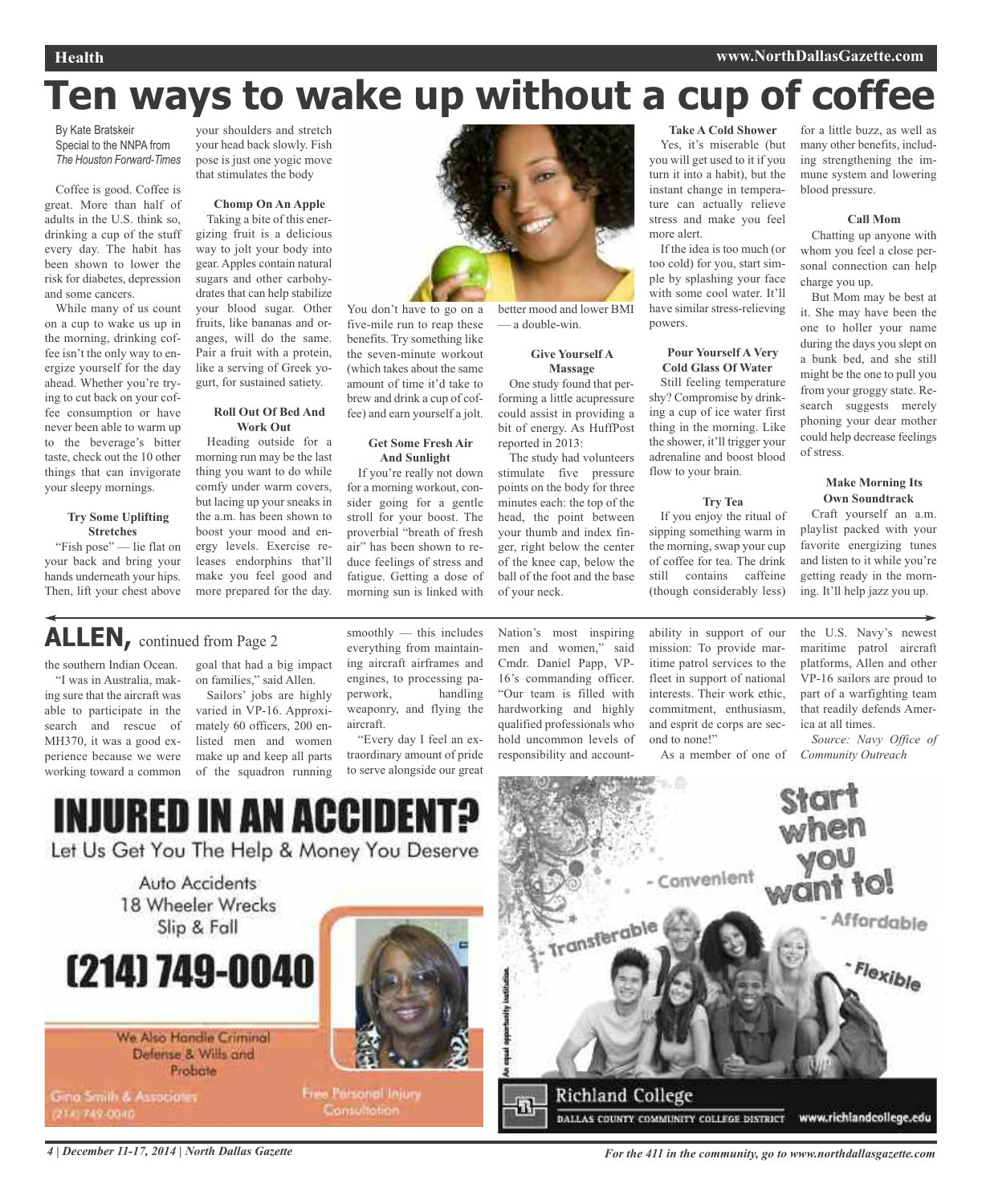# Ten ways to wake up without a cup of coffee

By Kate Bratskeir
Special to the NNPA from
*The Houston Forward-Times*

Coffee is good. Coffee is great. More than half of adults in the U.S. think so, drinking a cup of the stuff every day. The habit has been shown to lower the risk for diabetes, depression and some cancers.

While many of us count on a cup to wake us up in the morning, drinking coffee isn't the only way to energize yourself for the day ahead. Whether you're trying to cut back on your coffee consumption or have never been able to warm up to the beverage's bitter taste, check out the 10 other things that can invigorate your sleepy mornings.

### Try Some Uplifting Stretches

"Fish pose" — lie flat on your back and bring your hands underneath your hips. Then, lift your chest above your shoulders and stretch your head back slowly. Fish pose is just one yogic move that stimulates the body

### Chomp On An Apple

Taking a bite of this energizing fruit is a delicious way to jolt your body into gear. Apples contain natural sugars and other carbohydrates that can help stabilize your blood sugar. Other fruits, like bananas and oranges, will do the same. Pair a fruit with a protein, like a serving of Greek yogurt, for sustained satiety.

### Roll Out Of Bed And Work Out

Heading outside for a morning run may be the last thing you want to do while comfy under warm covers, but lacing up your sneaks in the a.m. has been shown to boost your mood and energy levels. Exercise releases endorphins that'll make you feel good and more prepared for the day. You don't have to go on a five-mile run to reap these benefits. Try something like the seven-minute workout (which takes about the same amount of time it'd take to brew and drink a cup of coffee) and earn yourself a jolt.

### Get Some Fresh Air And Sunlight

If you're really not down for a morning workout, consider going for a gentle stroll for your boost. The proverbial "breath of fresh air" has been shown to reduce feelings of stress and fatigue. Getting a dose of morning sun is linked with better mood and lower BMI — a double-win.

### Give Yourself A Massage

One study found that performing a little acupressure could assist in providing a bit of energy. As HuffPost reported in 2013:

The study had volunteers stimulate five pressure points on the body for three minutes each: the top of the head, the point between your thumb and index finger, right below the center of the knee cap, below the ball of the foot and the base of your neck.

### Take A Cold Shower

Yes, it's miserable (but you will get used to it if you turn it into a habit), but the instant change in temperature can actually relieve stress and make you feel more alert.

If the idea is too much (or too cold) for you, start simple by splashing your face with some cool water. It'll have similar stress-relieving powers.

### Pour Yourself A Very Cold Glass Of Water

Still feeling temperature shy? Compromise by drinking a cup of ice water first thing in the morning. Like the shower, it'll trigger your adrenaline and boost blood flow to your brain.

### Try Tea

If you enjoy the ritual of sipping something warm in the morning, swap your cup of coffee for tea. The drink still contains caffeine (though considerably less) for a little buzz, as well as many other benefits, including strengthening the immune system and lowering blood pressure.

### Call Mom

Chatting up anyone with whom you feel a close personal connection can help charge you up.

But Mom may be best at it. She may have been the one to holler your name during the days you slept on a bunk bed, and she still might be the one to pull you from your groggy state. Research suggests merely phoning your dear mother could help decrease feelings of stress.

### Make Morning Its Own Soundtrack

Craft yourself an a.m. playlist packed with your favorite energizing tunes and listen to it while you're getting ready in the morning. It'll help jazz you up.

---

## ALLEN, continued from Page 2

the southern Indian Ocean.

"I was in Australia, making sure that the aircraft was able to participate in the search and rescue of MH370, it was a good experience because we were working toward a common goal that had a big impact on families," said Allen.

Sailors' jobs are highly varied in VP-16. Approximately 60 officers, 200 enlisted men and women make up and keep all parts of the squadron running smoothly — this includes everything from maintaining aircraft airframes and engines, to processing paperwork, handling weaponry, and flying the aircraft.

"Every day I feel an extraordinary amount of pride to serve alongside our great Nation's most inspiring men and women," said Cmdr. Daniel Papp, VP-16's commanding officer. "Our team is filled with hardworking and highly qualified professionals who hold uncommon levels of responsibility and accountability in support of our mission: To provide maritime patrol services to the fleet in support of national interests. Their work ethic, commitment, enthusiasm, and esprit de corps are second to none!"

As a member of one of the U.S. Navy's newest maritime patrol aircraft platforms, Allen and other VP-16 sailors are proud to part of a warfighting team that readily defends America at all times.

*Source: Navy Office of Community Outreach*

---

**INJURED IN AN ACCIDENT?**
Let Us Get You The Help & Money You Deserve

Auto Accidents
18 Wheeler Wrecks
Slip & Fall

**(214) 749-0040**

We Also Handle Criminal Defense & Wills and Probate

Gina Smith & Associates
(214) 749-0040

Free Personal Injury Consultation

---

Start when you want to!

- Convenient
- Affordable
- Transferable
- Flexible

An equal opportunity institution.

Richland College
DALLAS COUNTY COMMUNITY COLLEGE DISTRICT
www.richlandcollege.edu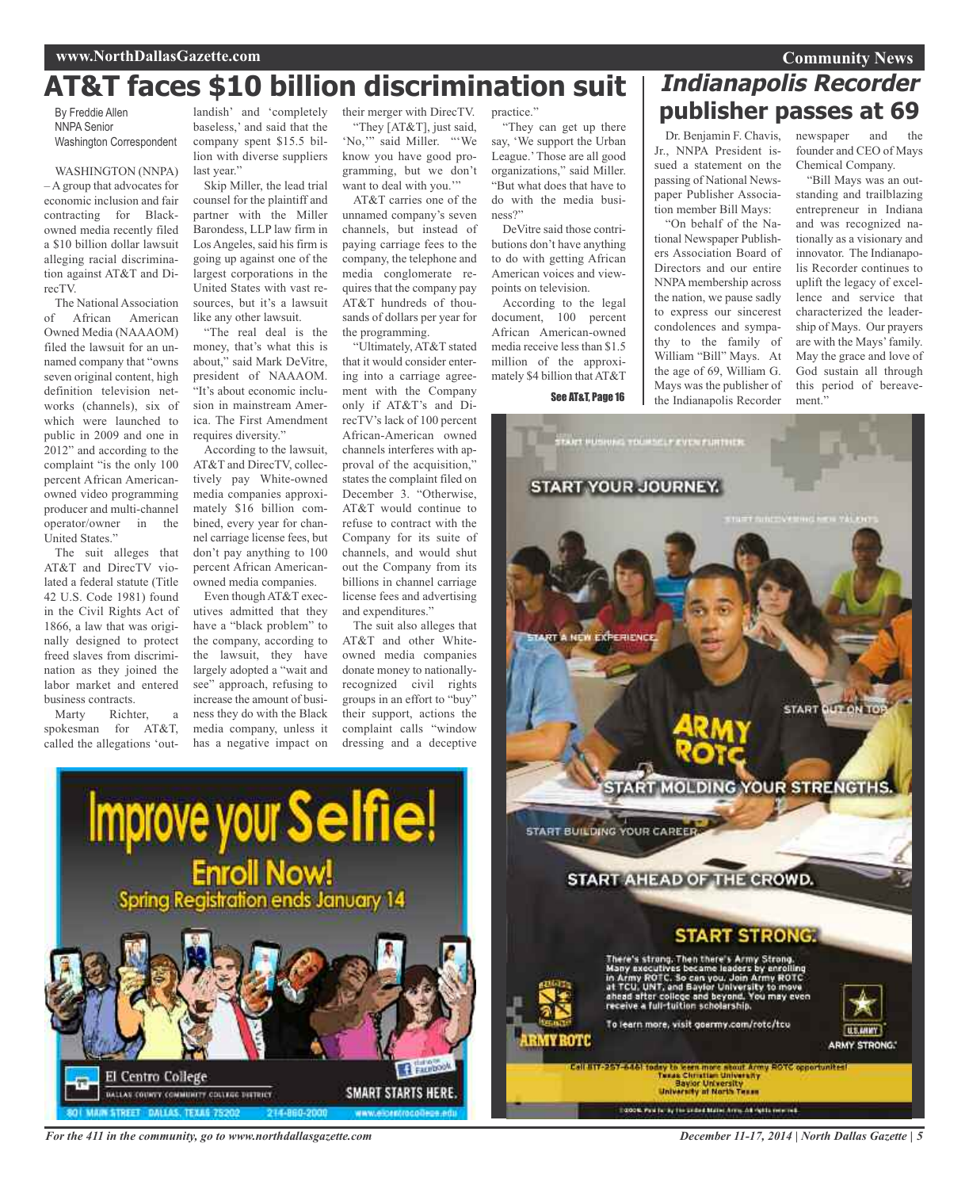# AT&T faces $10 billion discrimination suit

By Freddie Allen
NNPA Senior
Washington Correspondent

WASHINGTON (NNPA) – A group that advocates for economic inclusion and fair contracting for Black-owned media recently filed a $10 billion dollar lawsuit alleging racial discrimination against AT&T and DirecTV.

The National Association of African American Owned Media (NAAAOM) filed the lawsuit for an unnamed company that "owns seven original content, high definition television networks (channels), six of which were launched to public in 2009 and one in 2012" and according to the complaint "is the only 100 percent African American-owned video programming producer and multi-channel operator/owner in the United States."

The suit alleges that AT&T and DirecTV violated a federal statute (Title 42 U.S. Code 1981) found in the Civil Rights Act of 1866, a law that was originally designed to protect freed slaves from discrimination as they joined the labor market and entered business contracts.

Marty Richter, a spokesman for AT&T, called the allegations 'outlandish' and 'completely baseless,' and said that the company spent $15.5 billion with diverse suppliers last year."

Skip Miller, the lead trial counsel for the plaintiff and partner with the Miller Barondess, LLP law firm in Los Angeles, said his firm is going up against one of the largest corporations in the United States with vast resources, but it's a lawsuit like any other lawsuit.

"The real deal is the money, that's what this is about," said Mark DeVitre, president of NAAAOM. "It's about economic inclusion in mainstream America. The First Amendment requires diversity."

According to the lawsuit, AT&T and DirecTV, collectively pay White-owned media companies approximately $16 billion combined, every year for channel carriage license fees, but don't pay anything to 100 percent African American-owned media companies.

Even though AT&T executives admitted that they have a "black problem" to the company, according to the lawsuit, they have largely adopted a "wait and see" approach, refusing to increase the amount of business they do with the Black media company, unless it has a negative impact on their merger with DirecTV.

"They [AT&T], just said, 'No,'" said Miller. "'We know you have good programming, but we don't want to deal with you.'"

AT&T carries one of the unnamed company's seven channels, but instead of paying carriage fees to the company, the telephone and media conglomerate requires that the company pay AT&T hundreds of thousands of dollars per year for the programming.

"Ultimately, AT&T stated that it would consider entering into a carriage agreement with the Company only if AT&T's and DirecTV's lack of 100 percent African-American owned channels interferes with approval of the acquisition," states the complaint filed on December 3. "Otherwise, AT&T would continue to refuse to contract with the Company for its suite of channels, and would shut out the Company from its billions in channel carriage license fees and advertising and expenditures."

The suit also alleges that AT&T and other White-owned media companies donate money to nationally-recognized civil rights groups in an effort to "buy" their support, actions the complaint calls "window dressing and a deceptive practice."

"They can get up there say, 'We support the Urban League.' Those are all good organizations," said Miller. "But what does that have to do with the media business?"

DeVitre said those contributions don't have anything to do with getting African American voices and viewpoints on television.

According to the legal document, 100 percent African American-owned media receive less than $1.5 million of the approximately $4 billion that AT&T

See AT&T, Page 16

# *Indianapolis Recorder* publisher passes at 69

Dr. Benjamin F. Chavis, Jr., NNPA President issued a statement on the passing of National Newspaper Publisher Association member Bill Mays:

"On behalf of the National Newspaper Publishers Association Board of Directors and our entire NNPA membership across the nation, we pause sadly to express our sincerest condolences and sympathy to the family of William "Bill" Mays. At the age of 69, William G. Mays was the publisher of the Indianapolis Recorder newspaper and the founder and CEO of Mays Chemical Company.

"Bill Mays was an outstanding and trailblazing entrepreneur in Indiana and was recognized nationally as a visionary and innovator. The Indianapolis Recorder continues to uplift the legacy of excellence and service that characterized the leadership of Mays. Our prayers are with the Mays' family. May the grace and love of God sustain all through this period of bereavement."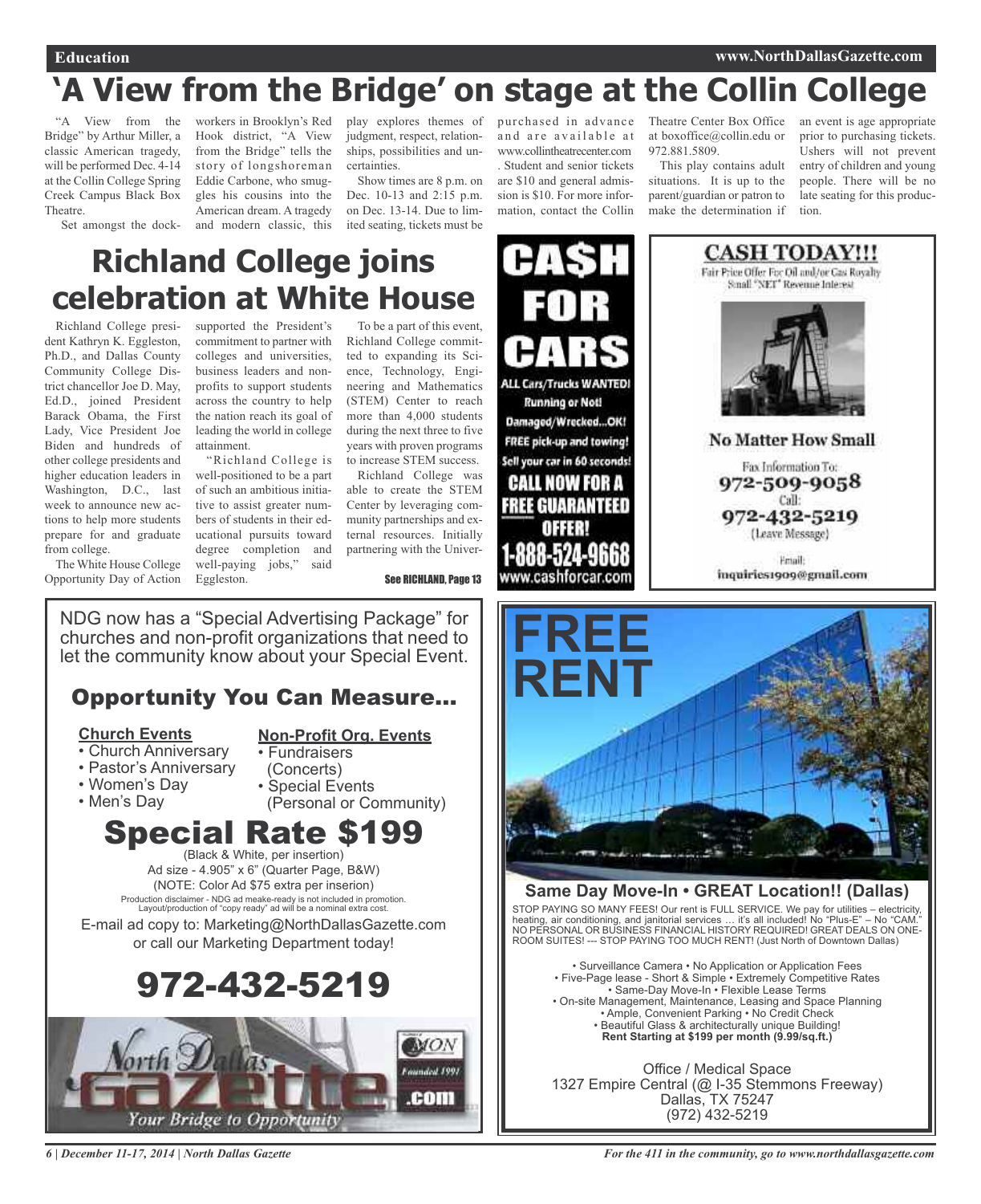# 'A View from the Bridge' on stage at the Collin College

"A View from the Bridge" by Arthur Miller, a classic American tragedy, will be performed Dec. 4-14 at the Collin College Spring Creek Campus Black Box Theatre.

Set amongst the dock-workers in Brooklyn's Red Hook district, "A View from the Bridge" tells the story of longshoreman Eddie Carbone, who smuggles his cousins into the American dream. A tragedy and modern classic, this play explores themes of judgment, respect, relationships, possibilities and uncertainties.

Show times are 8 p.m. on Dec. 10-13 and 2:15 p.m. on Dec. 13-14. Due to limited seating, tickets must be purchased in advance and are available at www.collintheatrecenter.com . Student and senior tickets are $10 and general admission is $10. For more information, contact the Collin Theatre Center Box Office at boxoffice@collin.edu or 972.881.5809.

This play contains adult situations. It is up to the parent/guardian or patron to make the determination if an event is age appropriate prior to purchasing tickets. Ushers will not prevent entry of children and young people. There will be no late seating for this production.

# Richland College joins celebration at White House

Richland College president Kathryn K. Eggleston, Ph.D., and Dallas County Community College District chancellor Joe D. May, Ed.D., joined President Barack Obama, the First Lady, Vice President Joe Biden and hundreds of other college presidents and higher education leaders in Washington, D.C., last week to announce new actions to help more students prepare for and graduate from college.

The White House College Opportunity Day of Action supported the President's commitment to partner with colleges and universities, business leaders and nonprofits to support students across the country to help the nation reach its goal of leading the world in college attainment.

"Richland College is well-positioned to be a part of such an ambitious initiative to assist greater numbers of students in their educational pursuits toward degree completion and well-paying jobs," said Eggleston.

To be a part of this event, Richland College committed to expanding its Science, Technology, Engineering and Mathematics (STEM) Center to reach more than 4,000 students during the next three to five years with proven programs to increase STEM success.

Richland College was able to create the STEM Center by leveraging community partnerships and external resources. Initially partnering with the Univer-

See RICHLAND, Page 13

---

**CA$H FOR CARS**

ALL Cars/Trucks WANTED!
Running or Not!
Damaged/Wrecked...OK!
FREE pick-up and towing!
Sell your car in 60 seconds!

**CALL NOW FOR A FREE GUARANTEED OFFER!**
**1-888-524-9668**
www.cashforcar.com

---

**CASH TODAY!!!**

Fair Price Offer For Oil and/or Gas Royalty Small "NET" Revenue Interest

**No Matter How Small**

Fax Information To:
**972-509-9058**
Call:
**972-432-5219**
(Leave Message)

Email:
inquiries1909@gmail.com

---

NDG now has a "Special Advertising Package" for churches and non-profit organizations that need to let the community know about your Special Event.

## Opportunity You Can Measure...

**Church Events**
- Church Anniversary
- Pastor's Anniversary
- Women's Day
- Men's Day

**Non-Profit Org. Events**
- Fundraisers (Concerts)
- Special Events (Personal or Community)

## Special Rate $199

(Black & White, per insertion)
Ad size - 4.905" x 6" (Quarter Page, B&W)
(NOTE: Color Ad $75 extra per inserion)
Production disclaimer - NDG ad meake-ready is not included in promotion. Layout/production of "copy ready" ad will be a nominal extra cost.

E-mail ad copy to: Marketing@NorthDallasGazette.com or call our Marketing Department today!

## 972-432-5219

North Dallas Gazette .com — Your Bridge to Opportunity — Founded 1991

---

**FREE RENT**

**Same Day Move-In • GREAT Location!! (Dallas)**

STOP PAYING SO MANY FEES! Our rent is FULL SERVICE. We pay for utilities – electricity, heating, air conditioning, and janitorial services … it's all included! No "Plus-E" – No "CAM." NO PERSONAL OR BUSINESS FINANCIAL HISTORY REQUIRED! GREAT DEALS ON ONE-ROOM SUITES! --- STOP PAYING TOO MUCH RENT! (Just North of Downtown Dallas)

• Surveillance Camera • No Application or Application Fees
• Five-Page lease - Short & Simple • Extremely Competitive Rates
• Same-Day Move-In • Flexible Lease Terms
• On-site Management, Maintenance, Leasing and Space Planning
• Ample, Convenient Parking • No Credit Check
• Beautiful Glass & architecturally unique Building!
**Rent Starting at $199 per month (9.99/sq.ft.)**

Office / Medical Space
1327 Empire Central (@ I-35 Stemmons Freeway)
Dallas, TX 75247
(972) 432-5219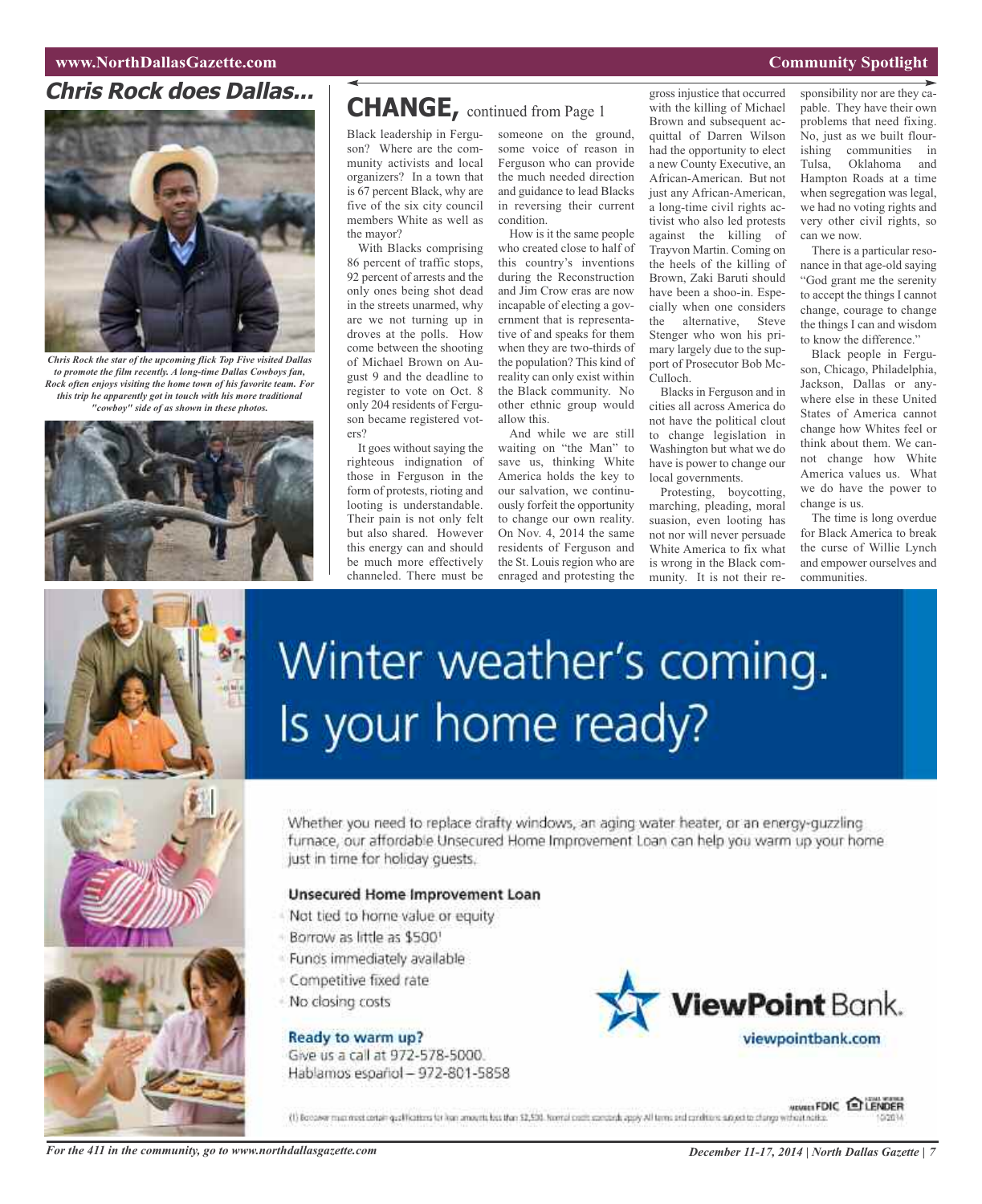## Chris Rock does Dallas...

*Chris Rock the star of the upcoming flick Top Five visited Dallas to promote the film recently. A long-time Dallas Cowboys fan, Rock often enjoys visiting the home town of his favorite team. For this trip he apparently got in touch with his more traditional "cowboy" side of as shown in these photos.*

## CHANGE, continued from Page 1

Black leadership in Ferguson? Where are the community activists and local organizers? In a town that is 67 percent Black, why are five of the six city council members White as well as the mayor?

With Blacks comprising 86 percent of traffic stops, 92 percent of arrests and the only ones being shot dead in the streets unarmed, why are we not turning up in droves at the polls. How come between the shooting of Michael Brown on August 9 and the deadline to register to vote on Oct. 8 only 204 residents of Ferguson became registered voters?

It goes without saying the righteous indignation of those in Ferguson in the form of protests, rioting and looting is understandable. Their pain is not only felt but also shared. However this energy can and should be much more effectively channeled. There must be someone on the ground, some voice of reason in Ferguson who can provide the much needed direction and guidance to lead Blacks in reversing their current condition.

How is it the same people who created close to half of this country's inventions during the Reconstruction and Jim Crow eras are now incapable of electing a government that is representative of and speaks for them when they are two-thirds of the population? This kind of reality can only exist within the Black community. No other ethnic group would allow this.

And while we are still waiting on "the Man" to save us, thinking White America holds the key to our salvation, we continuously forfeit the opportunity to change our own reality. On Nov. 4, 2014 the same residents of Ferguson and the St. Louis region who are enraged and protesting the gross injustice that occurred with the killing of Michael Brown and subsequent acquittal of Darren Wilson had the opportunity to elect a new County Executive, an African-American. But not just any African-American, a long-time civil rights activist who also led protests against the killing of Trayvon Martin. Coming on the heels of the killing of Brown, Zaki Baruti should have been a shoo-in. Especially when one considers the alternative, Steve Stenger who won his primary largely due to the support of Prosecutor Bob McCulloch.

Blacks in Ferguson and in cities all across America do not have the political clout to change legislation in Washington but what we do have is power to change our local governments.

Protesting, boycotting, marching, pleading, moral suasion, even looting has not nor will never persuade White America to fix what is wrong in the Black community. It is not their responsibility nor are they capable. They have their own problems that need fixing. No, just as we built flourishing communities in Tulsa, Oklahoma and Hampton Roads at a time when segregation was legal, we had no voting rights and very other civil rights, so can we now.

There is a particular resonance in that age-old saying "God grant me the serenity to accept the things I cannot change, courage to change the things I can and wisdom to know the difference."

Black people in Ferguson, Chicago, Philadelphia, Jackson, Dallas or anywhere else in these United States of America cannot change how Whites feel or think about them. We cannot change how White America values us. What we do have the power to change is us.

The time is long overdue for Black America to break the curse of Willie Lynch and empower ourselves and communities.

# Winter weather's coming. Is your home ready?

Whether you need to replace drafty windows, an aging water heater, or an energy-guzzling furnace, our affordable Unsecured Home Improvement Loan can help you warm up your home just in time for holiday guests.

**Unsecured Home Improvement Loan**

- Not tied to home value or equity
- Borrow as little as $500[1]
- Funds immediately available
- Competitive fixed rate
- No closing costs

**Ready to warm up?**
Give us a call at 972-578-5000.
Hablamos español – 972-801-5858

**ViewPoint Bank.**
viewpointbank.com

Member FDIC. Equal Housing Lender

(1) Borrower must meet certain qualifications for loan amounts less than $2,500. Normal credit standards apply. All terms and conditions subject to change without notice.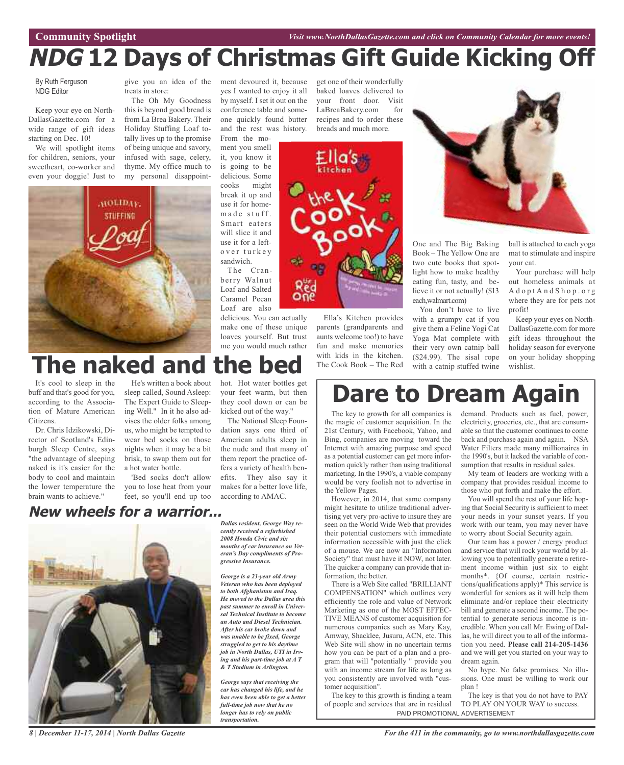# NDG 12 Days of Christmas Gift Guide Kicking Off

By Ruth Ferguson
NDG Editor

Keep your eye on NorthDallasGazette.com for a wide range of gift ideas starting on Dec. 10!

We will spotlight items for children, seniors, your sweetheart, co-worker and even your doggie! Just to give you an idea of the treats in store:

The Oh My Goodness this is beyond good bread is from La Brea Bakery. Their Holiday Stuffing Loaf totally lives up to the promise of being unique and savory, infused with sage, celery, thyme. My office much to my personal disappointment devoured it, because yes I wanted to enjoy it all by myself. I set it out on the conference table and someone quickly found butter and the rest was history.

From the moment you smell it, you know it is going to be delicious. Some cooks might break it up and use it for homemade stuff. Smart eaters will slice it and use it for a leftover turkey sandwich.

The Cranberry Walnut Loaf and Salted Caramel Pecan Loaf are also delicious. You can actually make one of these unique loaves yourself. But trust me you would much rather get one of their wonderfully baked loaves delivered to your front door. Visit LaBreaBakery.com for recipes and to order these breads and much more.

Ella's Kitchen provides parents (grandparents and aunts welcome too!) to have fun and make memories with kids in the kitchen. The Cook Book – The Red One and The Big Baking Book – The Yellow One are two cute books that spotlight how to make healthy eating fun, tasty, and believe it or not actually! ($13 each,walmart.com)

You don't have to live with a grumpy cat if you give them a Feline Yogi Cat Yoga Mat complete with their very own catnip ball ($24.99). The sisal rope with a catnip stuffed twine ball is attached to each yoga mat to stimulate and inspire your cat.

Your purchase will help out homeless animals at AdoptAndShop.org where they are for pets not profit!

Keep your eyes on NorthDallasGazette.com for more gift ideas throughout the holiday season for everyone on your holiday shopping wishlist.

# The naked and the bed

It's cool to sleep in the buff and that's good for you, according to the Association of Mature American Citizens.

Dr. Chris Idzikowski, Director of Scotland's Edinburgh Sleep Centre, says "the advantage of sleeping naked is it's easier for the body to cool and maintain the lower temperature the brain wants to achieve."

He's written a book about sleep called, Sound Asleep: The Expert Guide to Sleeping Well." In it he also advises the older folks among us, who might be tempted to wear bed socks on those nights when it may be a bit brisk, to swap them out for a hot water bottle.

'Bed socks don't allow you to lose heat from your feet, so you'll end up too hot. Hot water bottles get your feet warm, but then they cool down or can be kicked out of the way."

The National Sleep Foundation says one third of American adults sleep in the nude and that many of them report the practice offers a variety of health benefits. They also say it makes for a better love life, according to AMAC.

## New wheels for a warrior...

***Dallas resident, George Way recently received a refurbished 2008 Honda Civic and six months of car insurance on Veteran's Day compliments of Progressive Insurance.***

***George is a 23-year old Army Veteran who has been deployed to both Afghanistan and Iraq. He moved to the Dallas area this past summer to enroll in Universal Technical Institute to become an Auto and Diesel Technician. After his car broke down and was unable to be fixed, George struggled to get to his daytime job in North Dallas, UTI in Irving and his part-time job at A T & T Stadium in Arlington.***

***George says that receiving the car has changed his life, and he has even been able to get a better full-time job now that he no longer has to rely on public transportation.***

# Dare to Dream Again

The key to growth for all companies is the magic of customer acquisition. In the 21st Century, with Facebook, Yahoo, and Bing, companies are moving toward the Internet with amazing purpose and speed as a potential customer can get more information quickly rather than using traditional marketing. In the 1990's, a viable company would be very foolish not to advertise in the Yellow Pages.

However, in 2014, that same company might hesitate to utilize traditional advertising yet very pro-active to insure they are seen on the World Wide Web that provides their potential customers with immediate information accessible with just the click of a mouse. We are now an "Information Society" that must have it NOW, not later. The quicker a company can provide that information, the better.

There is a Web Site called "BRILLIANT COMPENSATION" which outlines very efficiently the role and value of Network Marketing as one of the MOST EFFECTIVE MEANS of customer acquisition for numerous companies such as Mary Kay, Amway, Shacklee, Jusuru, ACN, etc. This Web Site will show in no uncertain terms how you can be part of a plan and a program that will "potentially " provide you with an income stream for life as long as you consistently are involved with "customer acquisition".

The key to this growth is finding a team of people and services that are in residual demand. Products such as fuel, power, electricity, groceries, etc., that are consumable so that the customer continues to come back and purchase again and again. NSA Water Filters made many millionaires in the 1990's, but it lacked the variable of consumption that results in residual sales.

My team of leaders are working with a company that provides residual income to those who put forth and make the effort.

You will spend the rest of your life hoping that Social Security is sufficient to meet your needs in your sunset years. If you work with our team, you may never have to worry about Social Security again.

Our team has a power / energy product and service that will rock your world by allowing you to potentially generate a retirement income within just six to eight months*. {Of course, certain restrictions/qualifications apply}* This service is wonderful for seniors as it will help them eliminate and/or replace their electricity bill and generate a second income. The potential to generate serious income is incredible. When you call Mr. Ewing of Dallas, he will direct you to all of the information you need. **Please call 214-205-1436** and we will get you started on your way to dream again.

No hype. No false promises. No illusions. One must be willing to work our plan !

The key is that you do not have to PAY TO PLAY ON YOUR WAY to success.

PAID PROMOTIONAL ADVERTISEMENT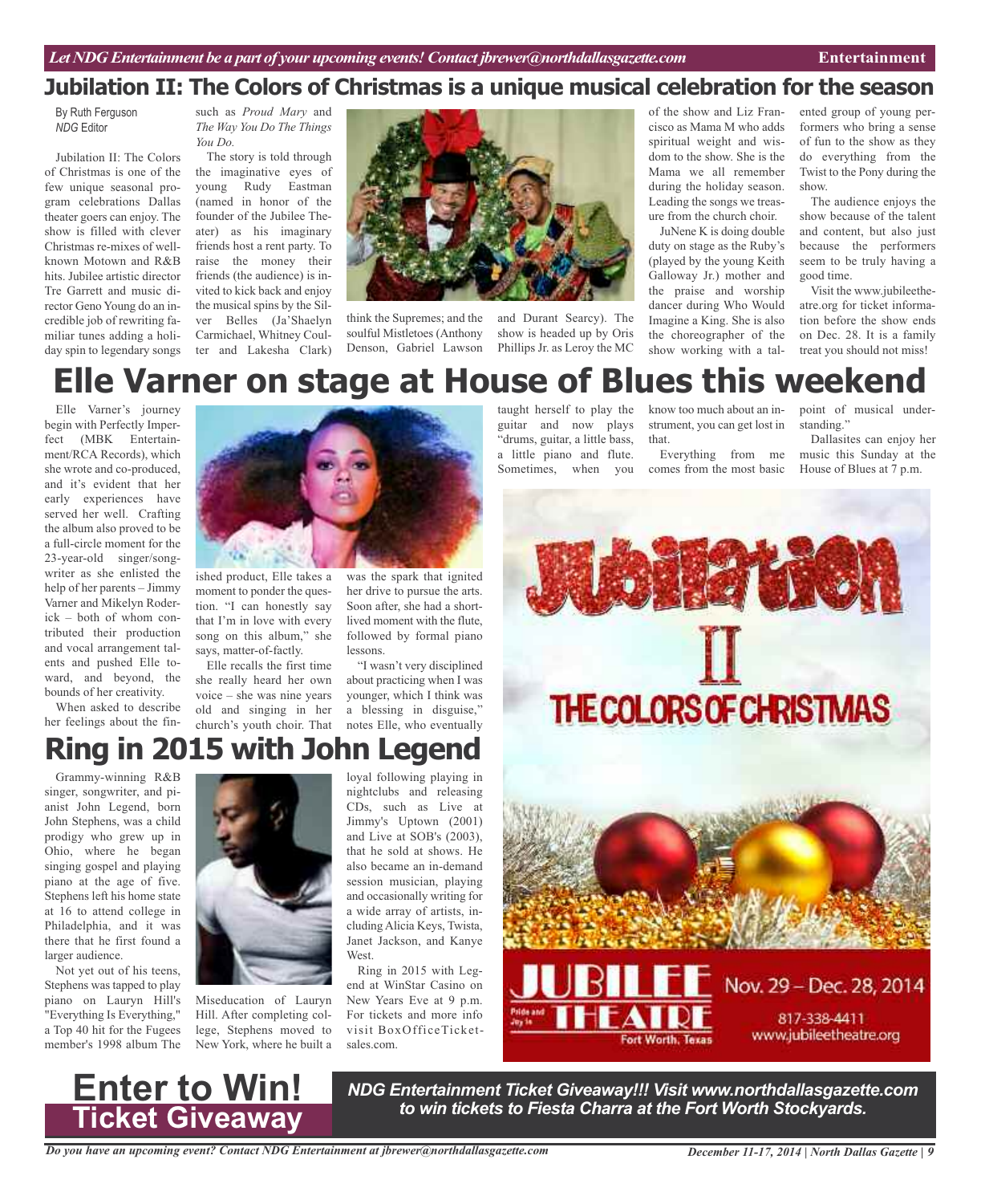# Jubilation II: The Colors of Christmas is a unique musical celebration for the season

By Ruth Ferguson
*NDG* Editor

Jubilation II: The Colors of Christmas is one of the few unique seasonal program celebrations Dallas theater goers can enjoy. The show is filled with clever Christmas re-mixes of well-known Motown and R&B hits. Jubilee artistic director Tre Garrett and music director Geno Young do an incredible job of rewriting familiar tunes adding a holiday spin to legendary songs such as *Proud Mary* and *The Way You Do The Things You Do.*

The story is told through the imaginative eyes of young Rudy Eastman (named in honor of the founder of the Jubilee Theater) as his imaginary friends host a rent party. To raise the money their friends (the audience) is invited to kick back and enjoy the musical spins by the Silver Belles (Ja'Shaelyn Carmichael, Whitney Coulter and Lakesha Clark) think the Supremes; and the soulful Mistletoes (Anthony Denson, Gabriel Lawson and Durant Searcy). The show is headed up by Oris Phillips Jr. as Leroy the MC of the show and Liz Francisco as Mama M who adds spiritual weight and wisdom to the show. She is the Mama we all remember during the holiday season. Leading the songs we treasure from the church choir.

JuNene K is doing double duty on stage as the Ruby's (played by the young Keith Galloway Jr.) mother and the praise and worship dancer during Who Would Imagine a King. She is also the choreographer of the show working with a talented group of young performers who bring a sense of fun to the show as they do everything from the Twist to the Pony during the show.

The audience enjoys the show because of the talent and content, but also just because the performers seem to be truly having a good time.

Visit the www.jubileetheatre.org for ticket information before the show ends on Dec. 28. It is a family treat you should not miss!

# Elle Varner on stage at House of Blues this weekend

Elle Varner's journey begin with Perfectly Imperfect (MBK Entertainment/RCA Records), which she wrote and co-produced, and it's evident that her early experiences have served her well. Crafting the album also proved to be a full-circle moment for the 23-year-old singer/songwriter as she enlisted the help of her parents – Jimmy Varner and Mikelyn Roderick – both of whom contributed their production and vocal arrangement talents and pushed Elle toward, and beyond, the bounds of her creativity.

When asked to describe her feelings about the finished product, Elle takes a moment to ponder the question. "I can honestly say that I'm in love with every song on this album," she says, matter-of-factly.

Elle recalls the first time she really heard her own voice – she was nine years old and singing in her church's youth choir. That was the spark that ignited her drive to pursue the arts. Soon after, she had a short-lived moment with the flute, followed by formal piano lessons.

"I wasn't very disciplined about practicing when I was younger, which I think was a blessing in disguise," notes Elle, who eventually taught herself to play the guitar and now plays "drums, guitar, a little bass, a little piano and flute. Sometimes, when you know too much about an instrument, you can get lost in that.

Everything from me comes from the most basic point of musical understanding."

Dallasites can enjoy her music this Sunday at the House of Blues at 7 p.m.

# Ring in 2015 with John Legend

Grammy-winning R&B singer, songwriter, and pianist John Legend, born John Stephens, was a child prodigy who grew up in Ohio, where he began singing gospel and playing piano at the age of five. Stephens left his home state at 16 to attend college in Philadelphia, and it was there that he first found a larger audience.

Not yet out of his teens, Stephens was tapped to play piano on Lauryn Hill's "Everything Is Everything," a Top 40 hit for the Fugees member's 1998 album The Miseducation of Lauryn Hill. After completing college, Stephens moved to New York, where he built a loyal following playing in nightclubs and releasing CDs, such as Live at Jimmy's Uptown (2001) and Live at SOB's (2003), that he sold at shows. He also became an in-demand session musician, playing and occasionally writing for a wide array of artists, including Alicia Keys, Twista, Janet Jackson, and Kanye West.

Ring in 2015 with Legend at WinStar Casino on New Years Eve at 9 p.m. For tickets and more info visit BoxOfficeTicketsales.com.

Jubilation II
THE COLORS OF CHRISTMAS
JUBILEE THEATRE
Pride and Joy in
Fort Worth, Texas
Nov. 29 – Dec. 28, 2014
817-338-4411
www.jubileetheatre.org

## Enter to Win! Ticket Giveaway

***NDG Entertainment Ticket Giveaway!!! Visit www.northdallasgazette.com to win tickets to Fiesta Charra at the Fort Worth Stockyards.***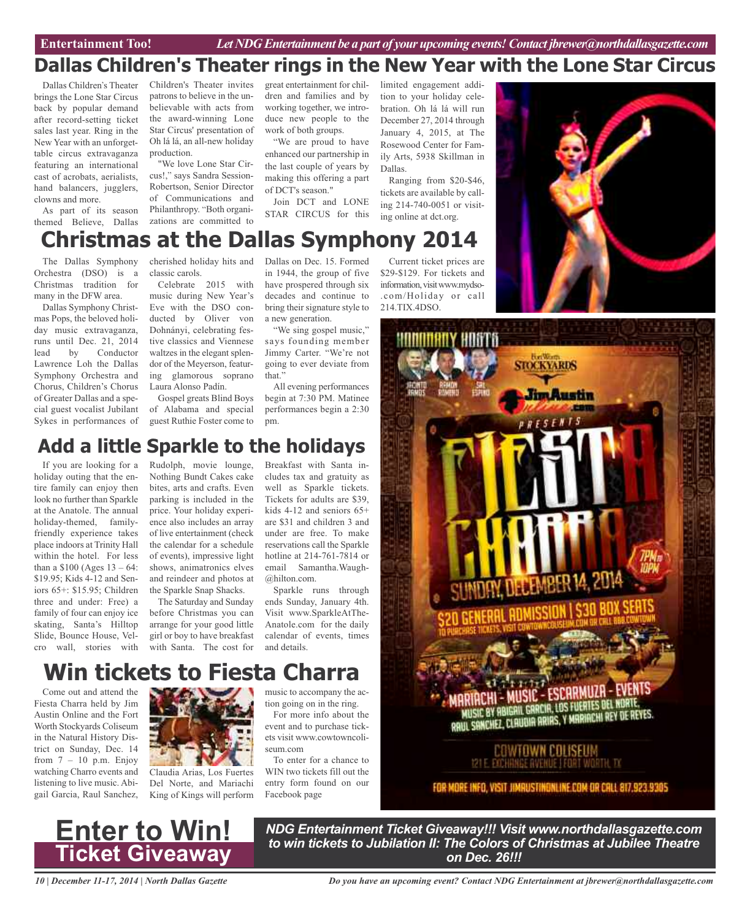# Dallas Children's Theater rings in the New Year with the Lone Star Circus

Dallas Children's Theater brings the Lone Star Circus back by popular demand after record-setting ticket sales last year. Ring in the New Year with an unforgettable circus extravaganza featuring an international cast of acrobats, aerialists, hand balancers, jugglers, clowns and more.

As part of its season themed Believe, Dallas Children's Theater invites patrons to believe in the unbelievable with acts from the award-winning Lone Star Circus' presentation of Oh lá lá, an all-new holiday production.

"We love Lone Star Circus!," says Sandra Session-Robertson, Senior Director of Communications and Philanthropy. "Both organizations are committed to great entertainment for children and families and by working together, we introduce new people to the work of both groups.

"We are proud to have enhanced our partnership in the last couple of years by making this offering a part of DCT's season."

Join DCT and LONE STAR CIRCUS for this limited engagement addition to your holiday celebration. Oh lá lá will run December 27, 2014 through January 4, 2015, at The Rosewood Center for Family Arts, 5938 Skillman in Dallas.

Ranging from $20-$46, tickets are available by calling 214-740-0051 or visiting online at dct.org.

# Christmas at the Dallas Symphony 2014

The Dallas Symphony Orchestra (DSO) is a Christmas tradition for many in the DFW area.

Dallas Symphony Christmas Pops, the beloved holiday music extravaganza, runs until Dec. 21, 2014 lead by Conductor Lawrence Loh the Dallas Symphony Orchestra and Chorus, Children's Chorus of Greater Dallas and a special guest vocalist Jubilant Sykes in performances of cherished holiday hits and classic carols.

Celebrate 2015 with music during New Year's Eve with the DSO conducted by Oliver von Dohnányi, celebrating festive classics and Viennese waltzes in the elegant splendor of the Meyerson, featuring glamorous soprano Laura Alonso Padín.

Gospel greats Blind Boys of Alabama and special guest Ruthie Foster come to Dallas on Dec. 15. Formed in 1944, the group of five have prospered through six decades and continue to bring their signature style to a new generation.

"We sing gospel music," says founding member Jimmy Carter. "We're not going to ever deviate from that."

All evening performances begin at 7:30 PM. Matinee performances begin a 2:30 pm.

Current ticket prices are $29-$129. For tickets and information, visit www.mydso.com/Holiday or call 214.TIX.4DSO.

# Add a little Sparkle to the holidays

If you are looking for a holiday outing that the entire family can enjoy then look no further than Sparkle at the Anatole. The annual holiday-themed, family-friendly experience takes place indoors at Trinity Hall within the hotel. For less than a $100 (Ages 13 – 64: $19.95; Kids 4-12 and Seniors 65+: $15.95; Children three and under: Free) a family of four can enjoy ice skating, Santa's Hilltop Slide, Bounce House, Velcro wall, stories with Rudolph, movie lounge, Nothing Bundt Cakes cake bites, arts and crafts. Even parking is included in the price. Your holiday experience also includes an array of live entertainment (check the calendar for a schedule of events), impressive light shows, animatronics elves and reindeer and photos at the Sparkle Snap Shacks.

The Saturday and Sunday before Christmas you can arrange for your good little girl or boy to have breakfast with Santa. The cost for Breakfast with Santa includes tax and gratuity as well as Sparkle tickets. Tickets for adults are $39, kids 4-12 and seniors 65+ are $31 and children 3 and under are free. To make reservations call the Sparkle hotline at 214-761-7814 or email Samantha.Waugh-@hilton.com.

Sparkle runs through ends Sunday, January 4th. Visit www.SparkleAtTheAnatole.com for the daily calendar of events, times and details.

# Win tickets to Fiesta Charra

Come out and attend the Fiesta Charra held by Jim Austin Online and the Fort Worth Stockyards Coliseum in the Natural History District on Sunday, Dec. 14 from 7 – 10 p.m. Enjoy watching Charro events and listening to live music. Abigail Garcia, Raul Sanchez, Claudia Arias, Los Fuertes Del Norte, and Mariachi King of Kings will perform music to accompany the action going on in the ring.

For more info about the event and to purchase tickets visit www.cowtowncoliseum.com

To enter for a chance to WIN two tickets fill out the entry form found on our Facebook page

# Enter to Win! Ticket Giveaway

***NDG Entertainment Ticket Giveaway!!! Visit www.northdallasgazette.com to win tickets to Jubilation II: The Colors of Christmas at Jubilee Theatre on Dec. 26!!!***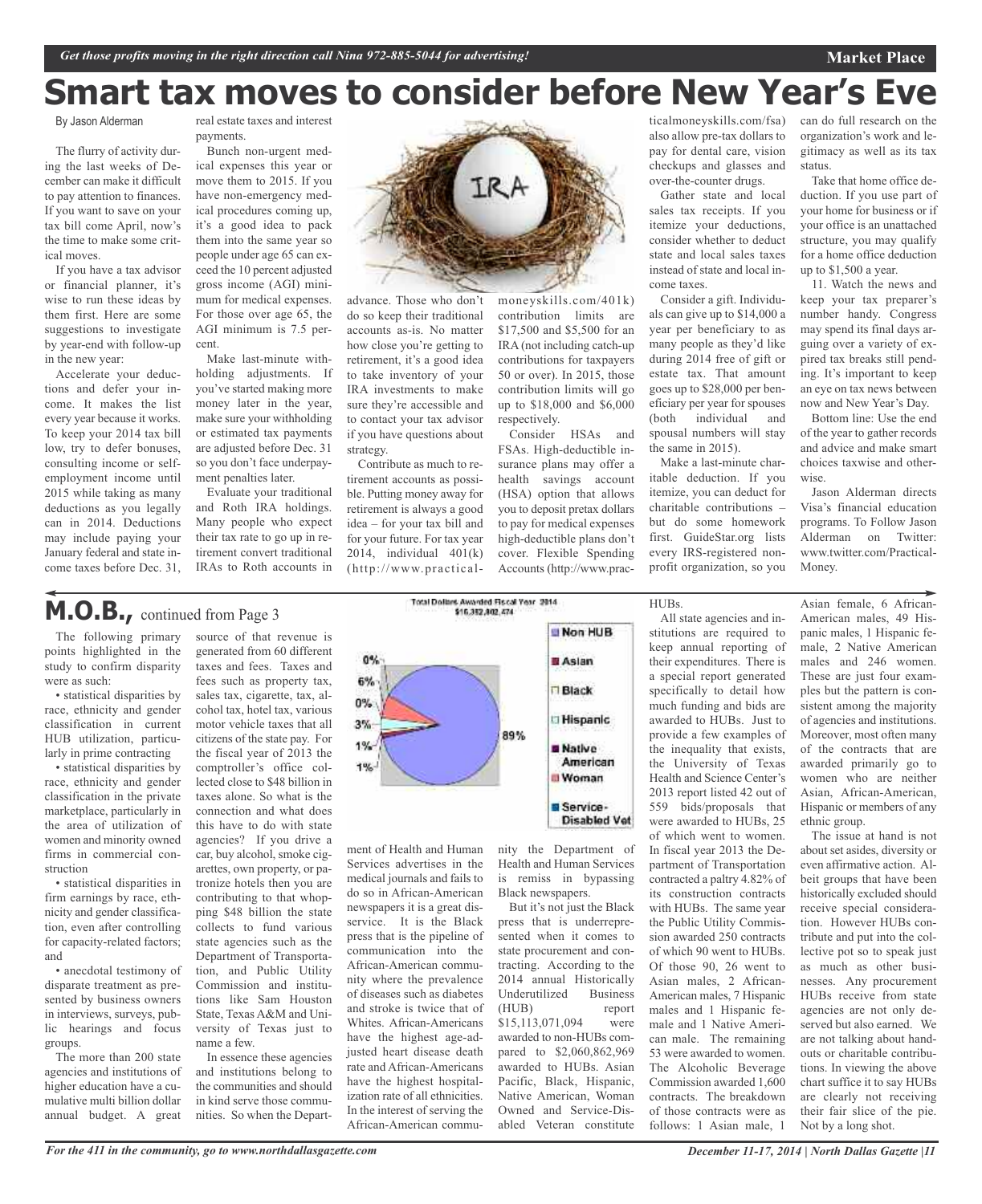# Smart tax moves to consider before New Year's Eve

By Jason Alderman

The flurry of activity during the last weeks of December can make it difficult to pay attention to finances. If you want to save on your tax bill come April, now's the time to make some critical moves.

If you have a tax advisor or financial planner, it's wise to run these ideas by them first. Here are some suggestions to investigate by year-end with follow-up in the new year:

Accelerate your deductions and defer your income. It makes the list every year because it works. To keep your 2014 tax bill low, try to defer bonuses, consulting income or self-employment income until 2015 while taking as many deductions as you legally can in 2014. Deductions may include paying your January federal and state income taxes before Dec. 31, real estate taxes and interest payments.

Bunch non-urgent medical expenses this year or move them to 2015. If you have non-emergency medical procedures coming up, it's a good idea to pack them into the same year so people under age 65 can exceed the 10 percent adjusted gross income (AGI) minimum for medical expenses. For those over age 65, the AGI minimum is 7.5 percent.

Make last-minute withholding adjustments. If you've started making more money later in the year, make sure your withholding or estimated tax payments are adjusted before Dec. 31 so you don't face underpayment penalties later.

Evaluate your traditional and Roth IRA holdings. Many people who expect their tax rate to go up in retirement convert traditional IRAs to Roth accounts in advance. Those who don't do so keep their traditional accounts as-is. No matter how close you're getting to retirement, it's a good idea to take inventory of your IRA investments to make sure they're accessible and to contact your tax advisor if you have questions about strategy.

Contribute as much to retirement accounts as possible. Putting money away for retirement is always a good idea – for your tax bill and for your future. For tax year 2014, individual 401(k) (http://www.practicalmoneyskills.com/401k) contribution limits are $17,500 and $5,500 for an IRA (not including catch-up contributions for taxpayers 50 or over). In 2015, those contribution limits will go up to $18,000 and $6,000 respectively.

Consider HSAs and FSAs. High-deductible insurance plans may offer a health savings account (HSA) option that allows you to deposit pretax dollars to pay for medical expenses high-deductible plans don't cover. Flexible Spending Accounts (http://www.practicalmoneyskills.com/fsa) also allow pre-tax dollars to pay for dental care, vision checkups and glasses and over-the-counter drugs.

Gather state and local sales tax receipts. If you itemize your deductions, consider whether to deduct state and local sales taxes instead of state and local income taxes.

Consider a gift. Individuals can give up to $14,000 a year per beneficiary to as many people as they'd like during 2014 free of gift or estate tax. That amount goes up to $28,000 per beneficiary per year for spouses (both individual and spousal numbers will stay the same in 2015).

Make a last-minute charitable deduction. If you itemize, you can deduct for charitable contributions – but do some homework first. GuideStar.org lists every IRS-registered nonprofit organization, so you can do full research on the organization's work and legitimacy as well as its tax status.

Take that home office deduction. If you use part of your home for business or if your office is an unattached structure, you may qualify for a home office deduction up to $1,500 a year.

11. Watch the news and keep your tax preparer's number handy. Congress may spend its final days arguing over a variety of expired tax breaks still pending. It's important to keep an eye on tax news between now and New Year's Day.

Bottom line: Use the end of the year to gather records and advice and make smart choices taxwise and otherwise.

Jason Alderman directs Visa's financial education programs. To Follow Jason Alderman on Twitter: www.twitter.com/PracticalMoney.

## M.O.B., continued from Page 3

The following primary points highlighted in the study to confirm disparity were as such:

- statistical disparities by race, ethnicity and gender classification in current HUB utilization, particularly in prime contracting
- statistical disparities by race, ethnicity and gender classification in the private marketplace, particularly in the area of utilization of women and minority owned firms in commercial construction
- statistical disparities in firm earnings by race, ethnicity and gender classification, even after controlling for capacity-related factors; and
- anecdotal testimony of disparate treatment as presented by business owners in interviews, surveys, public hearings and focus groups.

The more than 200 state agencies and institutions of higher education have a cumulative multi billion dollar annual budget. A great source of that revenue is generated from 60 different taxes and fees. Taxes and fees such as property tax, sales tax, cigarette, tax, alcohol tax, hotel tax, various motor vehicle taxes that all citizens of the state pay. For the fiscal year of 2013 the comptroller's office collected close to $48 billion in taxes alone. So what is the connection and what does this have to do with state agencies? If you drive a car, buy alcohol, smoke cigarettes, own property, or patronize hotels then you are contributing to that whopping $48 billion the state collects to fund various state agencies such as the Department of Transportation, and Public Utility Commission and institutions like Sam Houston State, Texas A&M and University of Texas just to name a few.

In essence these agencies and institutions belong to the communities and should in kind serve those communities. So when the Department of Health and Human Services advertises in the medical journals and fails to do so in African-American newspapers it is a great disservice. It is the Black press that is the pipeline of communication into the African-American community where the prevalence of diseases such as diabetes and stroke is twice that of Whites. African-Americans have the highest age-adjusted heart disease death rate and African-Americans have the highest hospitalization rate of all ethnicities. In the interest of serving the African-American community the Department of Health and Human Services is remiss in bypassing Black newspapers.

Total Dollars Awarded Fiscal Year 2014
$16,352,802,474

| Category | Percent |
|---|---|
| Non HUB | 89% |
| Asian | 1% |
| Black | 1% |
| Hispanic | 3% |
| Native American | 0% |
| Woman | 6% |
| Service-Disabled Vet | 0% |

But it's not just the Black press that is underrepresented when it comes to state procurement and contracting. According to the 2014 annual Historically Underutilized Business (HUB) report $15,113,071,094 were awarded to non-HUBs compared to $2,060,862,969 awarded to HUBs. Asian Pacific, Black, Hispanic, Native American, Woman Owned and Service-Disabled Veteran constitute HUBs.

All state agencies and institutions are required to keep annual reporting of their expenditures. There is a special report generated specifically to detail how much funding and bids are awarded to HUBs. Just to provide a few examples of the inequality that exists, the University of Texas Health and Science Center's 2013 report listed 42 out of 559 bids/proposals that were awarded to HUBs, 25 of which went to women. In fiscal year 2013 the Department of Transportation contracted a paltry 4.82% of its construction contracts with HUBs. The same year the Public Utility Commission awarded 250 contracts of which 90 went to HUBs. Of those 90, 26 went to Asian males, 2 African-American males, 7 Hispanic males and 1 Hispanic female and 1 Native American male. The remaining 53 were awarded to women. The Alcoholic Beverage Commission awarded 1,600 contracts. The breakdown of those contracts were as follows: 1 Asian male, 1 Asian female, 6 African-American males, 49 Hispanic males, 1 Hispanic female, 2 Native American males and 246 women. These are just four examples but the pattern is consistent among the majority of agencies and institutions. Moreover, most often many of the contracts that are awarded primarily go to women who are neither Asian, African-American, Hispanic or members of any ethnic group.

The issue at hand is not about set asides, diversity or even affirmative action. Albeit groups that have been historically excluded should receive special consideration. However HUBs contribute and put into the collective pot so to speak just as much as other businesses. Any procurement HUBs receive from state agencies are not only deserved but also earned. We are not talking about handouts or charitable contributions. In viewing the above chart suffice it to say HUBs are clearly not receiving their fair slice of the pie. Not by a long shot.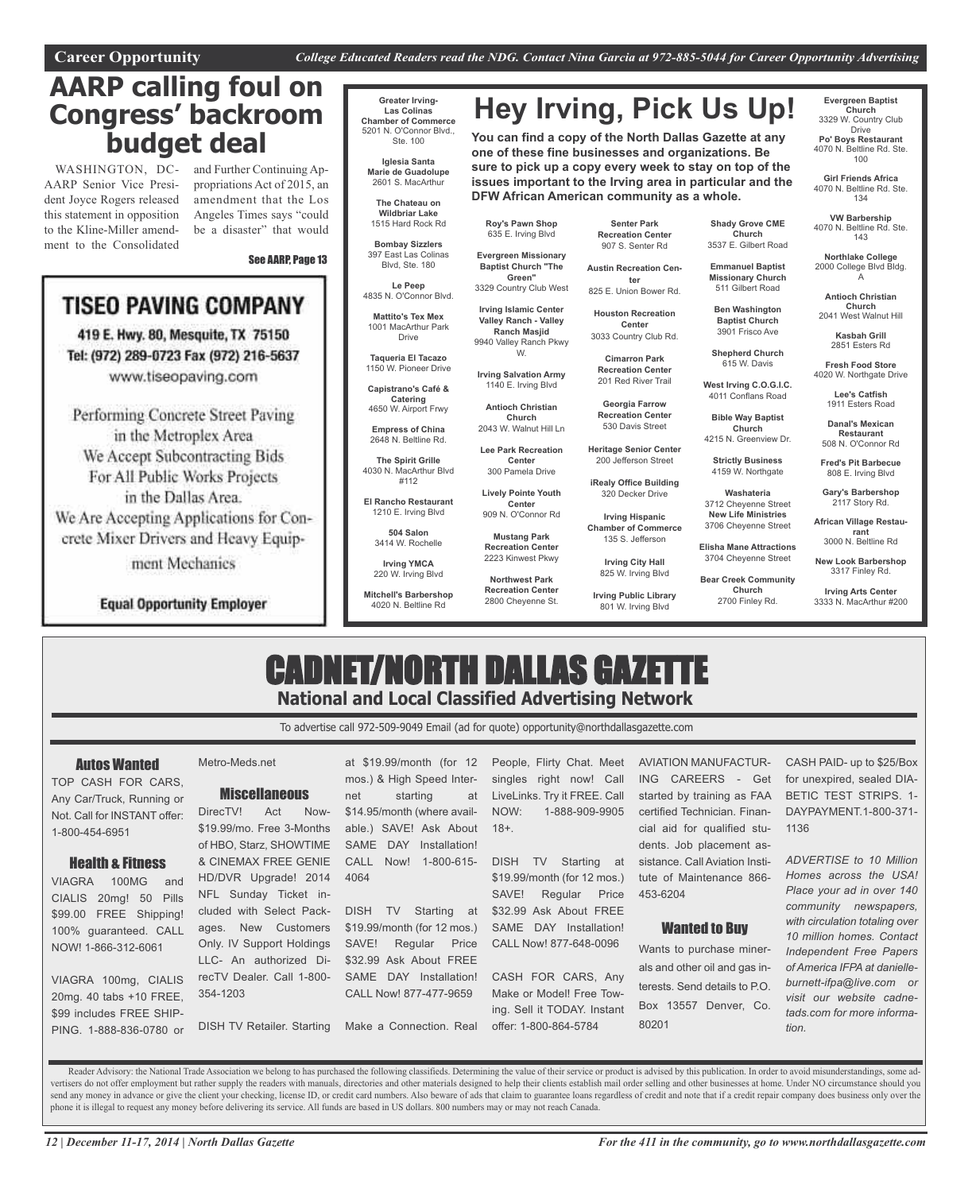Career Opportunity *College Educated Readers read the NDG. Contact Nina Garcia at 972-885-5044 for Career Opportunity Advertising*

# AARP calling foul on Congress' backroom budget deal

WASHINGTON, DC- AARP Senior Vice President Joyce Rogers released this statement in opposition to the Kline-Miller amendment to the Consolidated and Further Continuing Appropriations Act of 2015, an amendment that the Los Angeles Times says "could be a disaster" that would

**See AARP, Page 13**

## TISEO PAVING COMPANY

419 E. Hwy. 80, Mesquite, TX 75150
Tel: (972) 289-0723 Fax (972) 216-5637
www.tiseopaving.com

Performing Concrete Street Paving in the Metroplex Area
We Accept Subcontracting Bids For All Public Works Projects in the Dallas Area.
We Are Accepting Applications for Concrete Mixer Drivers and Heavy Equipment Mechanics

**Equal Opportunity Employer**

# Hey Irving, Pick Us Up!

**You can find a copy of the North Dallas Gazette at any one of these fine businesses and organizations. Be sure to pick up a copy every week to stay on top of the issues important to the Irving area in particular and the DFW African American community as a whole.**

**Greater Irving-Las Colinas Chamber of Commerce**
5201 N. O'Connor Blvd., Ste. 100

**Iglesia Santa Marie de Guadolupe**
2601 S. MacArthur

**The Chateau on Wildbriar Lake**
1515 Hard Rock Rd

**Bombay Sizzlers**
397 East Las Colinas Blvd, Ste. 180

**Le Peep**
4835 N. O'Connor Blvd.

**Mattito's Tex Mex**
1001 MacArthur Park Drive

**Taqueria El Tacazo**
1150 W. Pioneer Drive

**Capistrano's Café & Catering**
4650 W. Airport Frwy

**Empress of China**
2648 N. Beltline Rd.

**The Spirit Grille**
4030 N. MacArthur Blvd #112

**El Rancho Restaurant**
1210 E. Irving Blvd

**504 Salon**
3414 W. Rochelle

**Irving YMCA**
220 W. Irving Blvd

**Mitchell's Barbershop**
4020 N. Beltline Rd

**Roy's Pawn Shop**
635 E. Irving Blvd

**Evergreen Missionary Baptist Church "The Green"**
3329 Country Club West

**Irving Islamic Center Valley Ranch - Valley Ranch Masjid**
9940 Valley Ranch Pkwy W.

**Irving Salvation Army**
1140 E. Irving Blvd

**Antioch Christian Church**
2043 W. Walnut Hill Ln

**Lee Park Recreation Center**
300 Pamela Drive

**Lively Pointe Youth Center**
909 N. O'Connor Rd

**Mustang Park Recreation Center**
2223 Kinwest Pkwy

**Northwest Park Recreation Center**
2800 Cheyenne St.

**Senter Park Recreation Center**
907 S. Senter Rd

**Austin Recreation Center**
825 E. Union Bower Rd.

**Houston Recreation Center**
3033 Country Club Rd.

**Cimarron Park Recreation Center**
201 Red River Trail

**Georgia Farrow Recreation Center**
530 Davis Street

**Heritage Senior Center**
200 Jefferson Street

**iRealy Office Building**
320 Decker Drive

**Irving Hispanic Chamber of Commerce**
135 S. Jefferson

**Irving City Hall**
825 W. Irving Blvd

**Irving Public Library**
801 W. Irving Blvd

**Shady Grove CME Church**
3537 E. Gilbert Road

**Emmanuel Baptist Missionary Church**
511 Gilbert Road

**Ben Washington Baptist Church**
3901 Frisco Ave

**Shepherd Church**
615 W. Davis

**West Irving C.O.G.I.C.**
4011 Conflans Road

**Bible Way Baptist Church**
4215 N. Greenview Dr.

**Strictly Business**
4159 W. Northgate

**Washateria**
3712 Cheyenne Street

**New Life Ministries**
3706 Cheyenne Street

**Elisha Mane Attractions**
3704 Cheyenne Street

**Bear Creek Community Church**
2700 Finley Rd.

**Evergreen Baptist Church**
3329 W. Country Club Drive

**Po' Boys Restaurant**
4070 N. Beltline Rd. Ste. 100

**Girl Friends Africa**
4070 N. Beltline Rd. Ste. 134

**VW Barbership**
4070 N. Beltline Rd. Ste. 143

**Northlake College**
2000 College Blvd Bldg. A

**Antioch Christian Church**
2041 West Walnut Hill

**Kasbah Grill**
2851 Esters Rd

**Fresh Food Store**
4020 W. Northgate Drive

**Lee's Catfish**
1911 Esters Road

**Danal's Mexican Restaurant**
508 N. O'Connor Rd

**Fred's Pit Barbecue**
808 E. Irving Blvd

**Gary's Barbershop**
2117 Story Rd.

**African Village Restaurant**
3000 N. Beltline Rd

**New Look Barbershop**
3317 Finley Rd.

**Irving Arts Center**
3333 N. MacArthur #200

# CADNET/NORTH DALLAS GAZETTE

**National and Local Classified Advertising Network**

To advertise call 972-509-9049 Email (ad for quote) opportunity@northdallasgazette.com

### Autos Wanted

TOP CASH FOR CARS, Any Car/Truck, Running or Not. Call for INSTANT offer: 1-800-454-6951

### Health & Fitness

VIAGRA 100MG and CIALIS 20mg! 50 Pills $99.00 FREE Shipping! 100% guaranteed. CALL NOW! 1-866-312-6061

VIAGRA 100mg, CIALIS 20mg. 40 tabs +10 FREE, $99 includes FREE SHIPPING. 1-888-836-0780 or Metro-Meds.net

### Miscellaneous

DirecTV! Act Now- $19.99/mo. Free 3-Months of HBO, Starz, SHOWTIME & CINEMAX FREE GENIE HD/DVR Upgrade! 2014 NFL Sunday Ticket included with Select Packages. New Customers Only. IV Support Holdings LLC- An authorized DirecTV Dealer. Call 1-800-354-1203

DISH TV Retailer. Starting at $19.99/month (for 12 mos.) & High Speed Internet starting at $14.95/month (where available.) SAVE! Ask About SAME DAY Installation! CALL Now! 1-800-615-4064

DISH TV Starting at $19.99/month (for 12 mos.) SAVE! Regular Price $32.99 Ask About FREE SAME DAY Installation! CALL Now! 877-477-9659

Make a Connection. Real People, Flirty Chat. Meet singles right now! Call LiveLinks. Try it FREE. Call NOW: 1-888-909-9905 18+.

DISH TV Starting at $19.99/month (for 12 mos.) SAVE! Regular Price $32.99 Ask About FREE SAME DAY Installation! CALL Now! 877-648-0096

CASH FOR CARS, Any Make or Model! Free Towing. Sell it TODAY. Instant offer: 1-800-864-5784

AVIATION MANUFACTURING CAREERS - Get started by training as FAA certified Technician. Financial aid for qualified students. Job placement assistance. Call Aviation Institute of Maintenance 866-453-6204

### Wanted to Buy

Wants to purchase minerals and other oil and gas interests. Send details to P.O. Box 13557 Denver, Co. 80201

CASH PAID- up to $25/Box for unexpired, sealed DIABETIC TEST STRIPS. 1-DAYPAYMENT.1-800-371-1136

*ADVERTISE to 10 Million Homes across the USA! Place your ad in over 140 community newspapers, with circulation totaling over 10 million homes. Contact Independent Free Papers of America IFPA at danielle-burnett-ifpa@live.com or visit our website cadnetads.com for more information.*

Reader Advisory: the National Trade Association we belong to has purchased the following classifieds. Determining the value of their service or product is advised by this publication. In order to avoid misunderstandings, some advertisers do not offer employment but rather supply the readers with manuals, directories and other materials designed to help their clients establish mail order selling and other businesses at home. Under NO circumstance should you send any money in advance or give the client your checking, license ID, or credit card numbers. Also beware of ads that claim to guarantee loans regardless of credit and note that if a credit repair company does business only over the phone it is illegal to request any money before delivering its service. All funds are based in US dollars. 800 numbers may or may not reach Canada.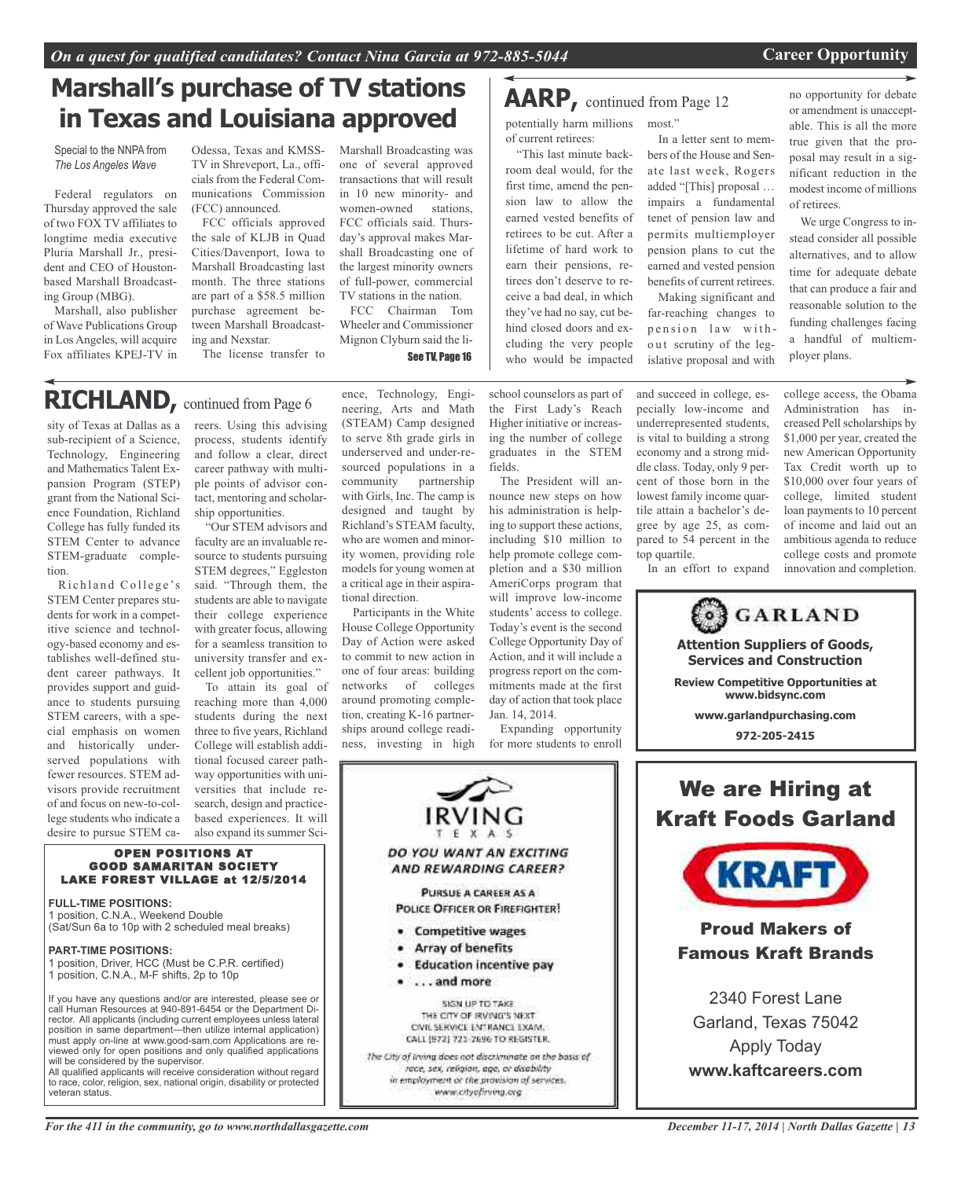# Marshall's purchase of TV stations in Texas and Louisiana approved

Special to the NNPA from *The Los Angeles Wave*

Federal regulators on Thursday approved the sale of two FOX TV affiliates to longtime media executive Pluria Marshall Jr., president and CEO of Houston-based Marshall Broadcasting Group (MBG).

Marshall, also publisher of Wave Publications Group in Los Angeles, will acquire Fox affiliates KPEJ-TV in Odessa, Texas and KMSS-TV in Shreveport, La., officials from the Federal Communications Commission (FCC) announced.

FCC officials approved the sale of KLJB in Quad Cities/Davenport, Iowa to Marshall Broadcasting last month. The three stations are part of a $58.5 million purchase agreement between Marshall Broadcasting and Nexstar.

The license transfer to Marshall Broadcasting was one of several approved transactions that will result in 10 new minority- and women-owned stations, FCC officials said. Thursday's approval makes Marshall Broadcasting one of the largest minority owners of full-power, commercial TV stations in the nation.

FCC Chairman Tom Wheeler and Commissioner Mignon Clyburn said the li-

See TV, Page 16

## AARP, continued from Page 12

potentially harm millions of current retirees:

"This last minute backroom deal would, for the first time, amend the pension law to allow the earned vested benefits of retirees to be cut. After a lifetime of hard work to earn their pensions, retirees don't deserve to receive a bad deal, in which they've had no say, cut behind closed doors and excluding the very people who would be impacted most."

In a letter sent to members of the House and Senate last week, Rogers added "[This] proposal … impairs a fundamental tenet of pension law and permits multiemployer pension plans to cut the earned and vested pension benefits of current retirees.

Making significant and far-reaching changes to pension law without scrutiny of the legislative proposal and with no opportunity for debate or amendment is unacceptable. This is all the more true given that the proposal may result in a significant reduction in the modest income of millions of retirees.

We urge Congress to instead consider all possible alternatives, and to allow time for adequate debate that can produce a fair and reasonable solution to the funding challenges facing a handful of multiemployer plans.

## RICHLAND, continued from Page 6

sity of Texas at Dallas as a sub-recipient of a Science, Technology, Engineering and Mathematics Talent Expansion Program (STEP) grant from the National Science Foundation, Richland College has fully funded its STEM Center to advance STEM-graduate completion.

Richland College's STEM Center prepares students for work in a competitive science and technology-based economy and establishes well-defined student career pathways. It provides support and guidance to students pursuing STEM careers, with a special emphasis on women and historically underserved populations with fewer resources. STEM advisors provide recruitment of and focus on new-to-college students who indicate a desire to pursue STEM careers. Using this advising process, students identify and follow a clear, direct career pathway with multiple points of advisor contact, mentoring and scholarship opportunities.

"Our STEM advisors and faculty are an invaluable resource to students pursuing STEM degrees," Eggleston said. "Through them, the students are able to navigate their college experience with greater focus, allowing for a seamless transition to university transfer and excellent job opportunities."

To attain its goal of reaching more than 4,000 students during the next three to five years, Richland College will establish additional focused career pathway opportunities with universities that include research, design and practice-based experiences. It will also expand its summer Science, Technology, Engineering, Arts and Math (STEAM) Camp designed to serve 8th grade girls in underserved and under-resourced populations in a community partnership with Girls, Inc. The camp is designed and taught by Richland's STEAM faculty, who are women and minority women, providing role models for young women at a critical age in their aspirational direction.

Participants in the White House College Opportunity Day of Action were asked to commit to new action in one of four areas: building networks of colleges around promoting completion, creating K-16 partnerships around college readiness, investing in high school counselors as part of the First Lady's Reach Higher initiative or increasing the number of college graduates in the STEM fields.

The President will announce new steps on how his administration is helping to support these actions, including $10 million to help promote college completion and a $30 million AmeriCorps program that will improve low-income students' access to college. Today's event is the second College Opportunity Day of Action, and it will include a progress report on the commitments made at the first day of action that took place Jan. 14, 2014.

Expanding opportunity for more students to enroll and succeed in college, especially low-income and underrepresented students, is vital to building a strong economy and a strong middle class. Today, only 9 percent of those born in the lowest family income quartile attain a bachelor's degree by age 25, as compared to 54 percent in the top quartile.

In an effort to expand college access, the Obama Administration has increased Pell scholarships by $1,000 per year, created the new American Opportunity Tax Credit worth up to $10,000 over four years of college, limited student loan payments to 10 percent of income and laid out an ambitious agenda to reduce college costs and promote innovation and completion.

---

**GARLAND**

**Attention Suppliers of Goods, Services and Construction**

**Review Competitive Opportunities at www.bidsync.com**

**www.garlandpurchasing.com**

**972-205-2415**

---

## We are Hiring at Kraft Foods Garland

KRAFT

**Proud Makers of Famous Kraft Brands**

2340 Forest Lane
Garland, Texas 75042
Apply Today
**www.kaftcareers.com**

---

**OPEN POSITIONS AT GOOD SAMARITAN SOCIETY LAKE FOREST VILLAGE at 12/5/2014**

**FULL-TIME POSITIONS:**
1 position, C.N.A., Weekend Double
(Sat/Sun 6a to 10p with 2 scheduled meal breaks)

**PART-TIME POSITIONS:**
1 position, Driver, HCC (Must be C.P.R. certified)
1 position, C.N.A., M-F shifts, 2p to 10p

If you have any questions and/or are interested, please see or call Human Resources at 940-891-6454 or the Department Director. All applicants (including current employees unless lateral position in same department—then utilize internal application) must apply on-line at www.good-sam.com Applications are reviewed only for open positions and only qualified applications will be considered by the supervisor.
All qualified applicants will receive consideration without regard to race, color, religion, sex, national origin, disability or protected veteran status.

---

IRVING TEXAS

*DO YOU WANT AN EXCITING AND REWARDING CAREER?*

PURSUE A CAREER AS A POLICE OFFICER OR FIREFIGHTER!

- Competitive wages
- Array of benefits
- Education incentive pay
- . . . and more

SIGN UP TO TAKE THE CITY OF IRVING'S NEXT CIVIL SERVICE ENTRANCE EXAM. CALL (972) 721-2696 TO REGISTER.

*The City of Irving does not discriminate on the basis of race, sex, religion, age, or disability in employment or the provision of services. www.cityofirving.org*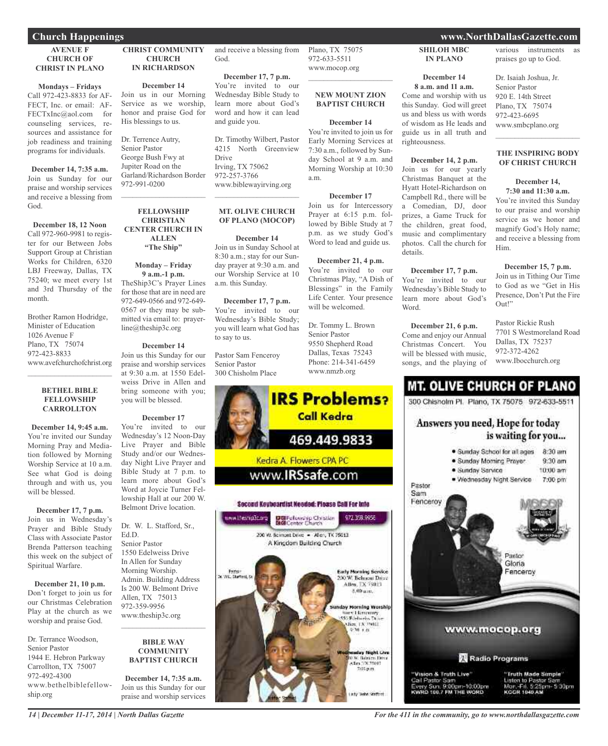## Church Happenings

### AVENUE F CHURCH OF CHRIST IN PLANO

**Mondays – Fridays**
Call 972-423-8833 for AFFECT, Inc. or email: AFFECTxInc@aol.com for counseling services, resources and assistance for job readiness and training programs for individuals.

**December 14, 7:35 a.m.**
Join us Sunday for our praise and worship services and receive a blessing from God.

**December 18, 12 Noon**
Call 972-960-9981 to register for our Between Jobs Support Group at Christian Works for Children, 6320 LBJ Freeway, Dallas, TX 75240; we meet every 1st and 3rd Thursday of the month.

Brother Ramon Hodridge,
Minister of Education
1026 Avenue F
Plano, TX 75074
972-423-8833
www.avefchurchofchrist.org

---

### BETHEL BIBLE FELLOWSHIP CARROLLTON

**December 14, 9:45 a.m.**
You're invited our Sunday Morning Pray and Mediation followed by Morning Worship Service at 10 a.m. See what God is doing through and with us, you will be blessed.

**December 17, 7 p.m.**
Join us in Wednesday's Prayer and Bible Study Class with Associate Pastor Brenda Patterson teaching this week on the subject of Spiritual Warfare.

**December 21, 10 p.m.**
Don't forget to join us for our Christmas Celebration Play at the church as we worship and praise God.

Dr. Terrance Woodson,
Senior Pastor
1944 E. Hebron Parkway
Carrollton, TX 75007
972-492-4300
www.bethelbiblefellowship.org

### CHRIST COMMUNITY CHURCH IN RICHARDSON

**December 14**
Join us in our Morning Service as we worship, honor and praise God for His blessings to us.

Dr. Terrence Autry,
Senior Pastor
George Bush Fwy at Jupiter Road on the Garland/Richardson Border
972-991-0200

---

### FELLOWSHIP CHRISTIAN CENTER CHURCH IN ALLEN "The Ship"

**Monday – Friday 9 a.m.-1 p.m.**
TheShip3C's Prayer Lines for those that are in need are 972-649-0566 and 972-649-0567 or they may be submitted via email to: prayerline@theship3c.org

**December 14**
Join us this Sunday for our praise and worship services at 9:30 a.m. at 1550 Edelweiss Drive in Allen and bring someone with you; you will be blessed.

**December 17**
You're invited to our Wednesday's 12 Noon-Day Live Prayer and Bible Study and/or our Wednesday Night Live Prayer and Bible Study at 7 p.m. to learn more about God's Word at Joycie Turner Fellowship Hall at our 200 W. Belmont Drive location.

Dr. W. L. Stafford, Sr., Ed.D.
Senior Pastor
1550 Edelweiss Drive
In Allen for Sunday Morning Worship.
Admin. Building Address Is 200 W. Belmont Drive
Allen, TX 75013
972-359-9956
www.theship3c.org

---

### BIBLE WAY COMMUNITY BAPTIST CHURCH

**December 14, 7:35 a.m.**
Join us this Sunday for our praise and worship services and receive a blessing from God.

**December 17, 7 p.m.**
You're invited to our Wednesday Bible Study to learn more about God's word and how it can lead and guide you.

Dr. Timothy Wilbert, Pastor
4215 North Greenview Drive
Irving, TX 75062
972-257-3766
www.biblewayirving.org

---

### MT. OLIVE CHURCH OF PLANO (MOCOP)

**December 14**
Join us in Sunday School at 8:30 a.m.; stay for our Sunday prayer at 9:30 a.m. and our Worship Service at 10 a.m. this Sunday.

**December 17, 7 p.m.**
You're invited to our Wednesday's Bible Study; you will learn what God has to say to us.

Pastor Sam Fenceroy
Senior Pastor
300 Chisholm Place
Plano, TX 75075
972-633-5511
www.mocop.org

---

### NEW MOUNT ZION BAPTIST CHURCH

**December 14**
You're invited to join us for Early Morning Services at 7:30 a.m., followed by Sunday School at 9 a.m. and Morning Worship at 10:30 a.m.

**December 17**
Join us for Intercessory Prayer at 6:15 p.m. followed by Bible Study at 7 p.m. as we study God's Word to lead and guide us.

**December 21, 4 p.m.**
You're invited to our Christmas Play, "A Dish of Blessings" in the Family Life Center. Your presence will be welcomed.

Dr. Tommy L. Brown
Senior Pastor
9550 Shepherd Road
Dallas, Texas 75243
Phone: 214-341-6459
www.nmzb.org

### SHILOH MBC IN PLANO

**December 14**
**8 a.m. and 11 a.m.**
Come and worship with us this Sunday. God will greet us and bless us with words of wisdom as He leads and guide us in all truth and righteousness.

**December 14, 2 p.m.**
Join us for our yearly Christmas Banquet at the Hyatt Hotel-Richardson on Campbell Rd., there will be a Comedian, DJ, door prizes, a Game Truck for the children, great food, music and complimentary photos. Call the church for details.

**December 17, 7 p.m.**
You're invited to our Wednesday's Bible Study to learn more about God's Word.

**December 21, 6 p.m.**
Come and enjoy our Annual Christmas Concert. You will be blessed with music, songs, and the playing of various instruments as praises go up to God.

Dr. Isaiah Joshua, Jr.
Senior Pastor
920 E. 14th Street
Plano, TX 75074
972-423-6695
www.smbcplano.org

---

### THE INSPIRING BODY OF CHRIST CHURCH

**December 14,**
**7:30 and 11:30 a.m.**
You're invited this Sunday to our praise and worship service as we honor and magnify God's Holy name; and receive a blessing from Him.

**December 15, 7 p.m.**
Join us in Tithing Our Time to God as we "Get in His Presence, Don't Put the Fire Out!"

Pastor Rickie Rush
7701 S Westmoreland Road
Dallas, TX 75237
972-372-4262
www.Ibocchurch.org

---

**IRS Problems? Call Kedra**
469.449.9833
Kedra A. Flowers CPA PC
www.IRSsafe.com

---

**Second Keyboardist Needed: Please Call For Info**

www.theship3c.org | Fellowship Christian Center Church | 972.359.9956

200 W. Belmont Drive • Allen, TX 75013
A Kingdom Building Church

Pastor Dr. W.L. Stafford, Sr.

Early Morning Service
200 W. Belmont Drive
Allen, TX 75013
8:00 a.m.

Sunday Morning Worship
Sanctuary
1550 Edelweiss Drive
Allen, TX 75002
9:30 a.m.

Wednesday Night Live
200 W. Belmont Drive
Allen, TX 75013
7:00 p.m.

Lady Stafford

---

**MT. OLIVE CHURCH OF PLANO**
300 Chisholm Pl. Plano, TX 75075 972-633-5511

**Answers you need, Hope for today is waiting for you...**

- Sunday School for all ages 8:30 am
- Sunday Morning Prayer 9:30 am
- Sunday Service 10:00 am
- Wednesday Night Service 7:00 pm

Pastor Sam Fenceroy
Pastor Gloria Fenceroy

www.mocop.org

Radio Programs

"Vision & Truth Live"
Call Pastor Sam
Every Sun. 9:00pm-10:00pm
KWRD 100.7 FM THE WORD

"Truth Made Simple"
Listen to Pastor Sam
Mon.-Fri. 5:25pm-5:30pm
KCGR 1040 AM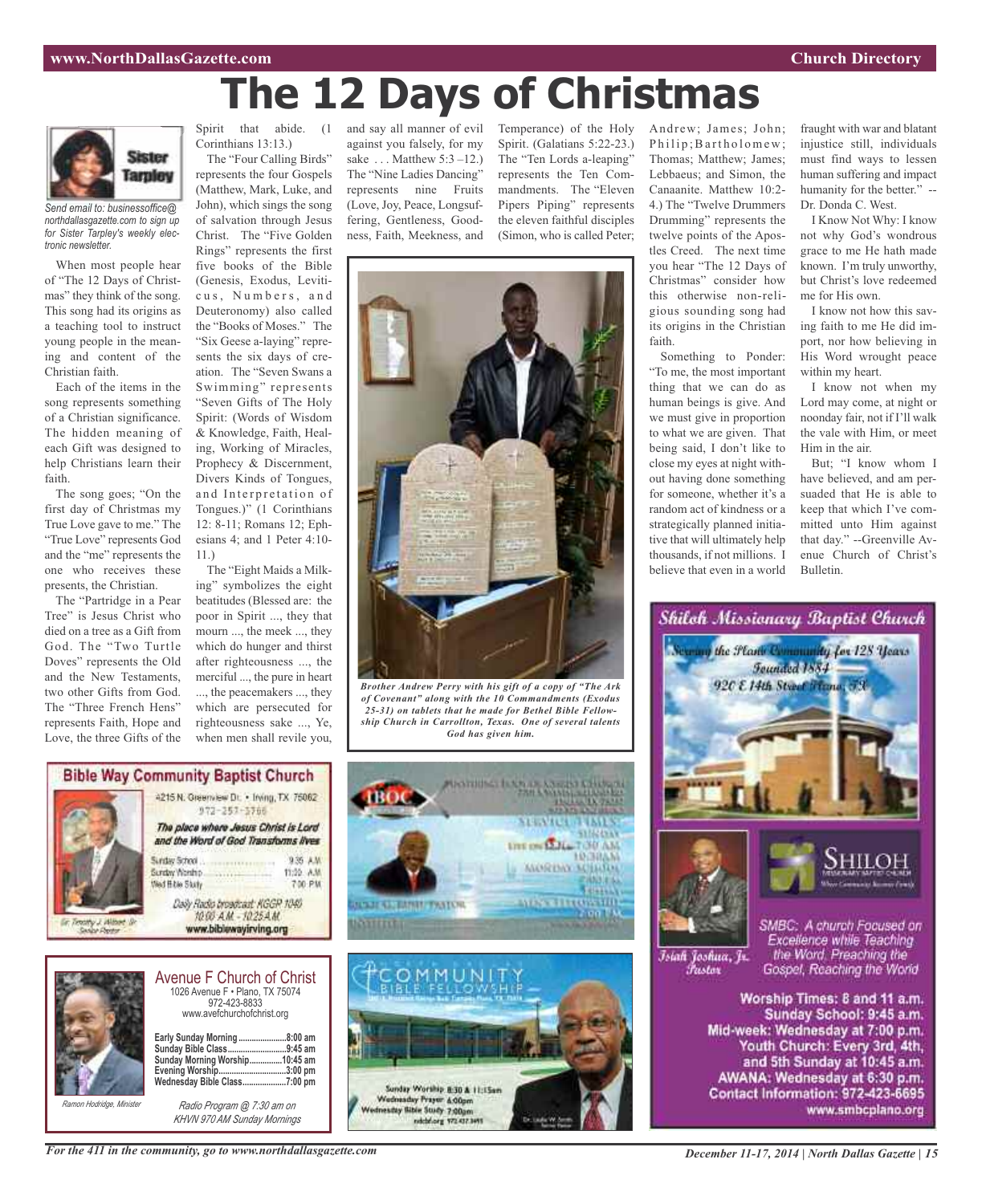# The 12 Days of Christmas

Sister Tarpley

*Send email to: businessoffice@northdallasgazette.com to sign up for Sister Tarpley's weekly electronic newsletter.*

When most people hear of "The 12 Days of Christmas" they think of the song. This song had its origins as a teaching tool to instruct young people in the meaning and content of the Christian faith.

Each of the items in the song represents something of a Christian significance. The hidden meaning of each Gift was designed to help Christians learn their faith.

The song goes; "On the first day of Christmas my True Love gave to me." The "True Love" represents God and the "me" represents the one who receives these presents, the Christian.

The "Partridge in a Pear Tree" is Jesus Christ who died on a tree as a Gift from God. The "Two Turtle Doves" represents the Old and the New Testaments, two other Gifts from God. The "Three French Hens" represents Faith, Hope and Love, the three Gifts of the Spirit that abide. (1 Corinthians 13:13.)

The "Four Calling Birds" represents the four Gospels (Matthew, Mark, Luke, and John), which sings the song of salvation through Jesus Christ. The "Five Golden Rings" represents the first five books of the Bible (Genesis, Exodus, Leviticus, Numbers, and Deuteronomy) also called the "Books of Moses." The "Six Geese a-laying" represents the six days of creation. The "Seven Swans a Swimming" represents "Seven Gifts of The Holy Spirit: (Words of Wisdom & Knowledge, Faith, Healing, Working of Miracles, Prophecy & Discernment, Divers Kinds of Tongues, and Interpretation of Tongues.)" (1 Corinthians 12: 8-11; Romans 12; Ephesians 4; and 1 Peter 4:10-11.)

The "Eight Maids a Milking" symbolizes the eight beatitudes (Blessed are: the poor in Spirit ..., they that mourn ..., the meek ..., they which do hunger and thirst after righteousness ..., the merciful ..., the pure in heart ..., the peacemakers ..., they which are persecuted for righteousness sake ..., Ye, when men shall revile you, and say all manner of evil against you falsely, for my sake . . . Matthew 5:3 –12.) The "Nine Ladies Dancing" represents nine Fruits (Love, Joy, Peace, Longsuffering, Gentleness, Goodness, Faith, Meekness, and Temperance) of the Holy Spirit. (Galatians 5:22-23.) The "Ten Lords a-leaping" represents the Ten Commandments. The "Eleven Pipers Piping" represents the eleven faithful disciples (Simon, who is called Peter; Andrew; James; John; Philip; Bartholomew; Thomas; Matthew; James; Lebbaeus; and Simon, the Canaanite. Matthew 10:2-4.) The "Twelve Drummers Drumming" represents the twelve points of the Apostles Creed. The next time you hear "The 12 Days of Christmas" consider how this otherwise non-religious sounding song had its origins in the Christian faith.

*Brother Andrew Perry with his gift of a copy of "The Ark of Covenant" along with the 10 Commandments (Exodus 25-31) on tablets that he made for Bethel Bible Fellowship Church in Carrollton, Texas. One of several talents God has given him.*

Something to Ponder: "To me, the most important thing that we can do as human beings is give. And we must give in proportion to what we are given. That being said, I don't like to close my eyes at night without having done something for someone, whether it's a random act of kindness or a strategically planned initiative that will ultimately help thousands, if not millions. I believe that even in a world fraught with war and blatant injustice still, individuals must find ways to lessen human suffering and impact humanity for the better." --Dr. Donda C. West.

I Know Not Why: I know not why God's wondrous grace to me He hath made known. I'm truly unworthy, but Christ's love redeemed me for His own.

I know not how this saving faith to me He did import, nor how believing in His Word wrought peace within my heart.

I know not when my Lord may come, at night or noonday fair, not if I'll walk the vale with Him, or meet Him in the air.

But; "I know whom I have believed, and am persuaded that He is able to keep that which I've committed unto Him against that day." --Greenville Avenue Church of Christ's Bulletin.

---

**Bible Way Community Baptist Church**

4215 N. Greenview Dr. • Irving, TX 75062
972-257-3766

*The place where Jesus Christ is Lord and the Word of God Transforms lives*

Sunday School ........ 9:35 A.M.
Sunday Worship ........ 11:00 A.M.
Wed Bible Study ........ 7:00 P.M.

*Daily Radio broadcast: KGGR 1040 10:00 A.M. - 10:25 A.M.*
www.biblewayirving.org

Dr. Timothy J. Abbott, Sr. Senior Pastor

---

**Avenue F Church of Christ**
1026 Avenue F • Plano, TX 75074
972-423-8833
www.avefchurchofchrist.org

**Early Sunday Morning ..........8:00 am**
**Sunday Bible Class..........9:45 am**
**Sunday Morning Worship..........10:45 am**
**Evening Worship..........3:00 pm**
**Wednesday Bible Class..........7:00 pm**

*Ramon Hodridge, Minister*

*Radio Program @ 7:30 am on KHVN 970 AM Sunday Mornings*

---

**COMMUNITY BIBLE FELLOWSHIP**

Sunday Worship 8:30 & 11:15am
Wednesday Prayer 6:00pm
Wednesday Bible Study 7:00pm

---

**Shiloh Missionary Baptist Church**

*Serving the Plano Community for 128 Years*
*Founded 1884*
*920 E 14th Street Plano, TX*

SHILOH

*Isiah Joshua, Jr. Pastor*

*SMBC: A church Focused on Excellence while Teaching the Word, Preaching the Gospel, Reaching the World*

**Worship Times: 8 and 11 a.m.**
**Sunday School: 9:45 a.m.**
**Mid-week: Wednesday at 7:00 p.m.**
**Youth Church: Every 3rd, 4th, and 5th Sunday at 10:45 a.m.**
**AWANA: Wednesday at 6:30 p.m.**
**Contact Information: 972-423-6695**
**www.smbcplano.org**

*For the 411 in the community, go to www.northdallasgazette.com*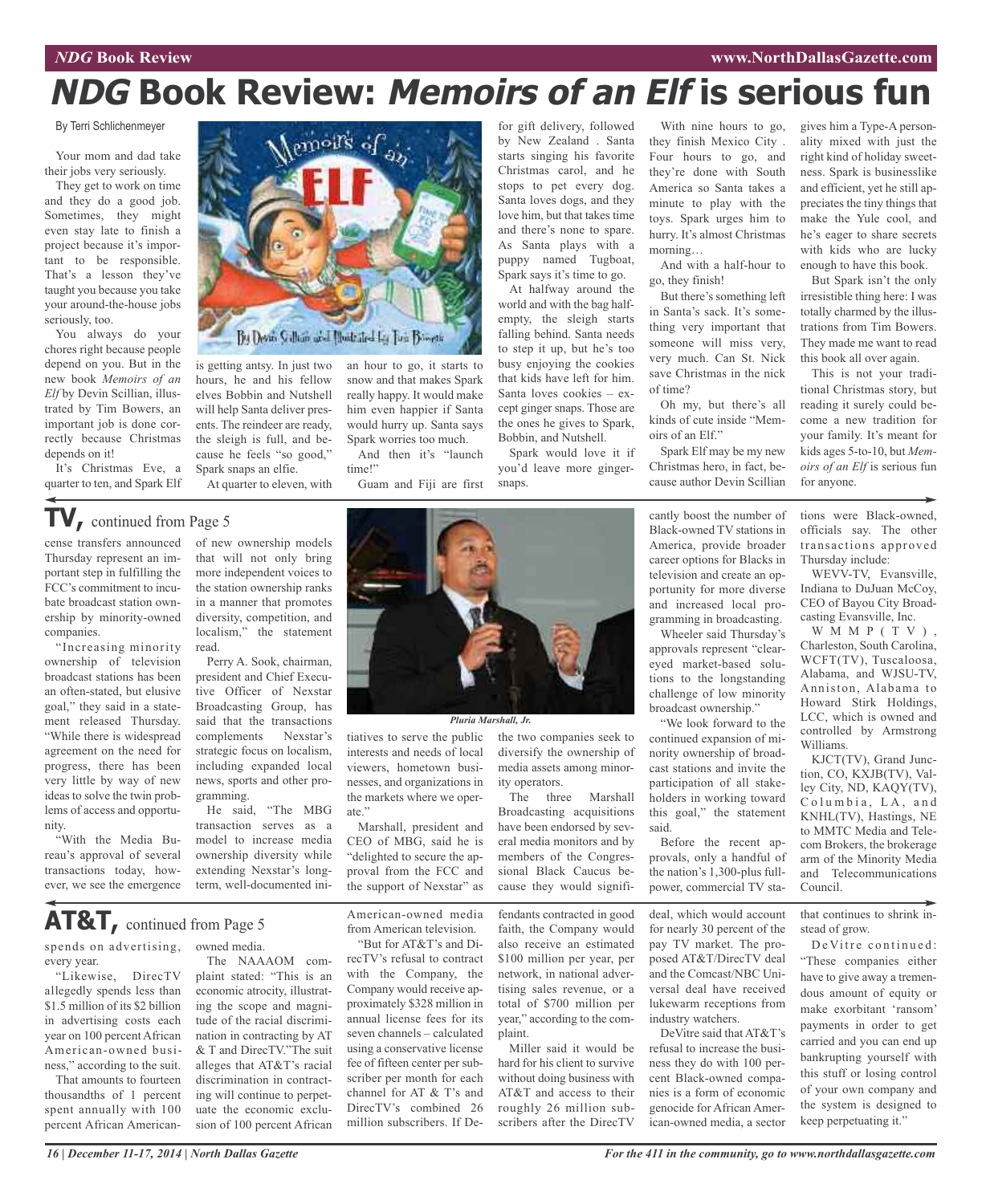# NDG Book Review: *Memoirs of an Elf* is serious fun

By Terri Schlichenmeyer

Your mom and dad take their jobs very seriously.

They get to work on time and they do a good job. Sometimes, they might even stay late to finish a project because it's important to be responsible. That's a lesson they've taught you because you take your around-the-house jobs seriously, too.

You always do your chores right because people depend on you. But in the new book *Memoirs of an Elf* by Devin Scillian, illustrated by Tim Bowers, an important job is done correctly because Christmas depends on it!

It's Christmas Eve, a quarter to ten, and Spark Elf is getting antsy. In just two hours, he and his fellow elves Bobbin and Nutshell will help Santa deliver presents. The reindeer are ready, the sleigh is full, and because he feels "so good," Spark snaps an elfie.

At quarter to eleven, with an hour to go, it starts to snow and that makes Spark really happy. It would make him even happier if Santa would hurry up. Santa says Spark worries too much.

And then it's "launch time!"

Guam and Fiji are first for gift delivery, followed by New Zealand . Santa starts singing his favorite Christmas carol, and he stops to pet every dog. Santa loves dogs, and they love him, but that takes time and there's none to spare. As Santa plays with a puppy named Tugboat, Spark says it's time to go.

At halfway around the world and with the bag half-empty, the sleigh starts falling behind. Santa needs to step it up, but he's too busy enjoying the cookies that kids have left for him. Santa loves cookies – except ginger snaps. Those are the ones he gives to Spark, Bobbin, and Nutshell.

Spark would love it if you'd leave more gingersnaps.

With nine hours to go, they finish Mexico City . Four hours to go, and they're done with South America so Santa takes a minute to play with the toys. Spark urges him to hurry. It's almost Christmas morning…

And with a half-hour to go, they finish!

But there's something left in Santa's sack. It's something very important that someone will miss very, very much. Can St. Nick save Christmas in the nick of time?

Oh my, but there's all kinds of cute inside "Memoirs of an Elf."

Spark Elf may be my new Christmas hero, in fact, because author Devin Scillian gives him a Type-A personality mixed with just the right kind of holiday sweetness. Spark is businesslike and efficient, yet he still appreciates the tiny things that make the Yule cool, and he's eager to share secrets with kids who are lucky enough to have this book.

But Spark isn't the only irresistible thing here: I was totally charmed by the illustrations from Tim Bowers. They made me want to read this book all over again.

This is not your traditional Christmas story, but reading it surely could become a new tradition for your family. It's meant for kids ages 5-to-10, but *Memoirs of an Elf* is serious fun for anyone.

---

## TV, continued from Page 5

cense transfers announced Thursday represent an important step in fulfilling the FCC's commitment to incubate broadcast station ownership by minority-owned companies.

"Increasing minority ownership of television broadcast stations has been an often-stated, but elusive goal," they said in a statement released Thursday. "While there is widespread agreement on the need for progress, there has been very little by way of new ideas to solve the twin problems of access and opportunity.

"With the Media Bureau's approval of several transactions today, however, we see the emergence of new ownership models that will not only bring more independent voices to the station ownership ranks in a manner that promotes diversity, competition, and localism," the statement read.

Perry A. Sook, chairman, president and Chief Executive Officer of Nexstar Broadcasting Group, has said that the transactions complements Nexstar's strategic focus on localism, including expanded local news, sports and other programming.

He said, "The MBG transaction serves as a model to increase media ownership diversity while extending Nexstar's long-term, well-documented initiatives to serve the public interests and needs of local viewers, hometown businesses, and organizations in the markets where we operate."

*Pluria Marshall, Jr.*

Marshall, president and CEO of MBG, said he is "delighted to secure the approval from the FCC and the support of Nexstar" as the two companies seek to diversify the ownership of media assets among minority operators.

The three Marshall Broadcasting acquisitions have been endorsed by several media monitors and by members of the Congressional Black Caucus because they would significantly boost the number of Black-owned TV stations in America, provide broader career options for Blacks in television and create an opportunity for more diverse and increased local programming in broadcasting.

Wheeler said Thursday's approvals represent "clear-eyed market-based solutions to the longstanding challenge of low minority broadcast ownership."

"We look forward to the continued expansion of minority ownership of broadcast stations and invite the participation of all stakeholders in working toward this goal," the statement said.

Before the recent approvals, only a handful of the nation's 1,300-plus full-power, commercial TV stations were Black-owned, officials say. The other transactions approved Thursday include:

WEVV-TV, Evansville, Indiana to DuJuan McCoy, CEO of Bayou City Broadcasting Evansville, Inc.

WMMP(TV), Charleston, South Carolina, WCFT(TV), Tuscaloosa, Alabama, and WJSU-TV, Anniston, Alabama to Howard Stirk Holdings, LCC, which is owned and controlled by Armstrong Williams.

KJCT(TV), Grand Junction, CO, KXJB(TV), Valley City, ND, KAQY(TV), Columbia, LA, and KNHL(TV), Hastings, NE to MMTC Media and Telecom Brokers, the brokerage arm of the Minority Media and Telecommunications Council.

---

## AT&T, continued from Page 5

spends on advertising, every year.

"Likewise, DirecTV allegedly spends less than $1.5 million of its $2 billion in advertising costs each year on 100 percent African American-owned business," according to the suit.

That amounts to fourteen thousandths of 1 percent spent annually with 100 percent African American-owned media.

The NAAAOM complaint stated: "This is an economic atrocity, illustrating the scope and magnitude of the racial discrimination in contracting by AT & T and DirecTV."The suit alleges that AT&T's racial discrimination in contracting will continue to perpetuate the economic exclusion of 100 percent African American-owned media from American television.

"But for AT&T's and DirecTV's refusal to contract with the Company, the Company would receive approximately $328 million in annual license fees for its seven channels – calculated using a conservative license fee of fifteen center per subscriber per month for each channel for AT & T's and DirecTV's combined 26 million subscribers. If Defendants contracted in good faith, the Company would also receive an estimated $100 million per year, per network, in national advertising sales revenue, or a total of $700 million per year," according to the complaint.

Miller said it would be hard for his client to survive without doing business with AT&T and access to their roughly 26 million subscribers after the DirecTV deal, which would account for nearly 30 percent of the pay TV market. The proposed AT&T/DirecTV deal and the Comcast/NBC Universal deal have received lukewarm receptions from industry watchers.

DeVitre said that AT&T's refusal to increase the business they do with 100 percent Black-owned companies is a form of economic genocide for African American-owned media, a sector that continues to shrink instead of grow.

DeVitre continued: "These companies either have to give away a tremendous amount of equity or make exorbitant 'ransom' payments in order to get carried and you can end up bankrupting yourself with this stuff or losing control of your own company and the system is designed to keep perpetuating it."